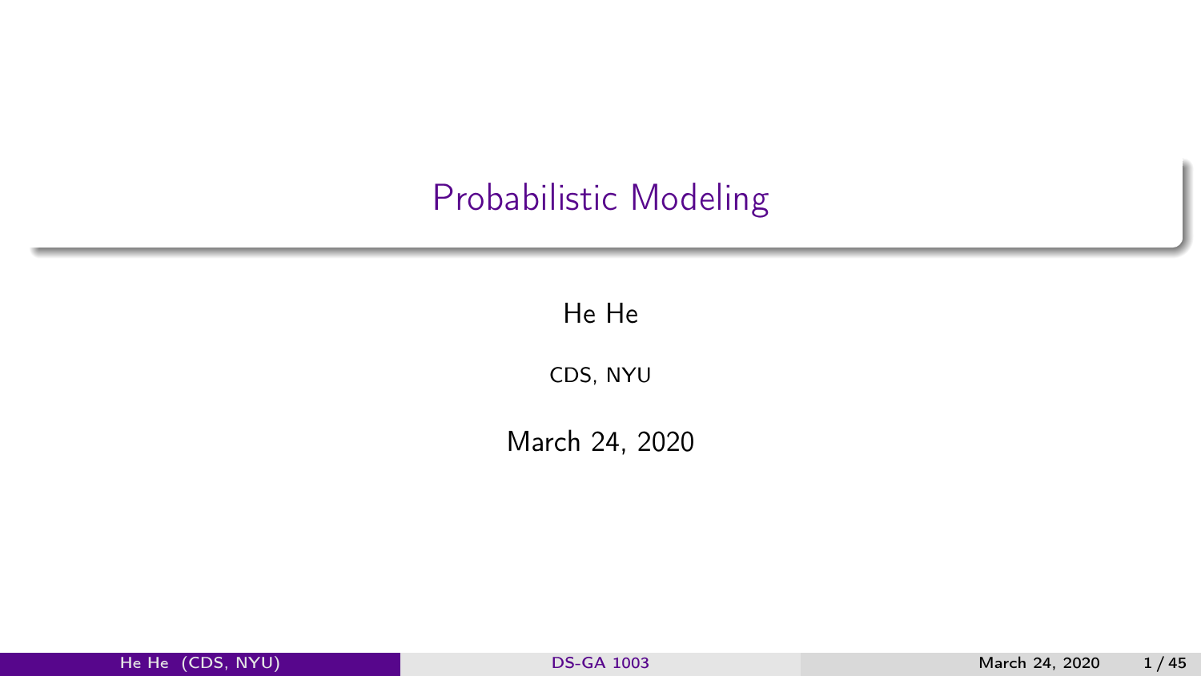# Probabilistic Modeling

He He

CDS, NYU

March 24, 2020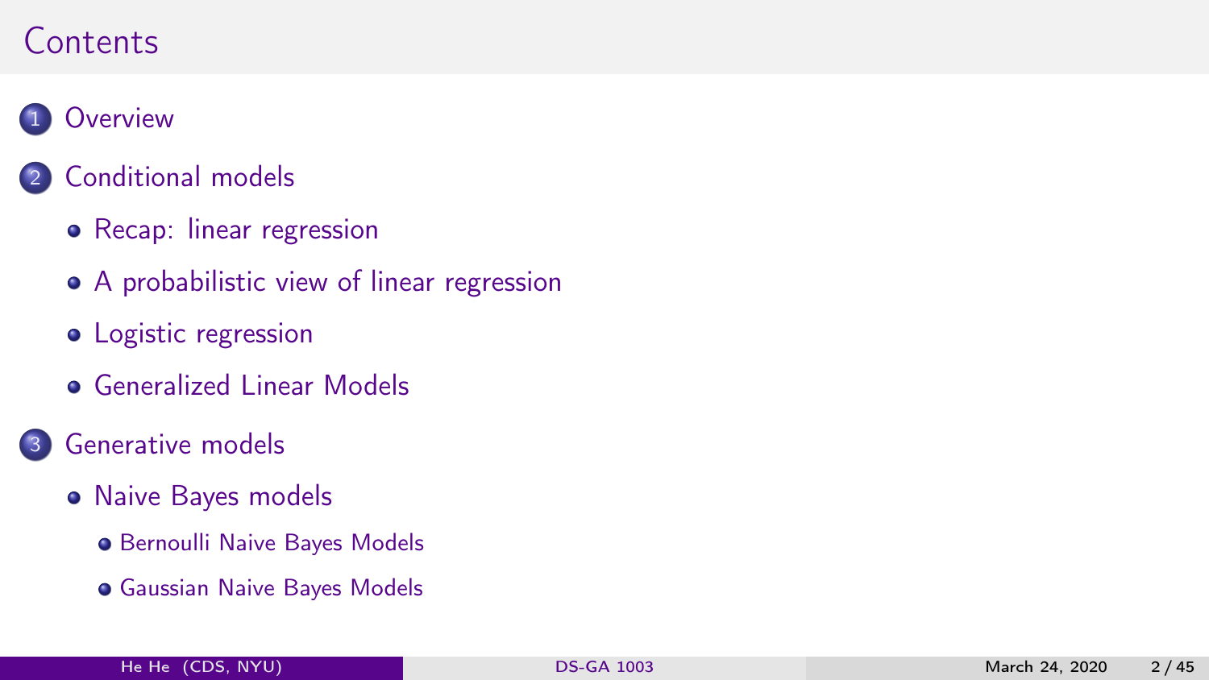# Contents

1. Overview
2. Conditional models
   - Recap: linear regression
   - A probabilistic view of linear regression
   - Logistic regression
   - Generalized Linear Models
3. Generative models
   - Naive Bayes models
     - Bernoulli Naive Bayes Models
     - Gaussian Naive Bayes Models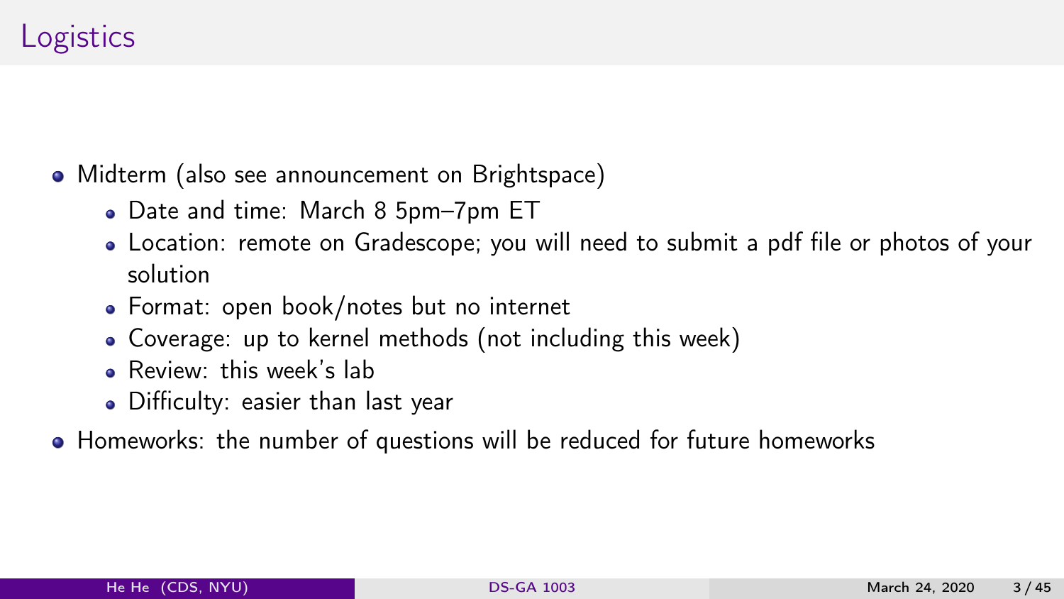# Logistics

- Midterm (also see announcement on Brightspace)
  - Date and time: March 8 5pm–7pm ET
  - Location: remote on Gradescope; you will need to submit a pdf file or photos of your solution
  - Format: open book/notes but no internet
  - Coverage: up to kernel methods (not including this week)
  - Review: this week's lab
  - Difficulty: easier than last year
- Homeworks: the number of questions will be reduced for future homeworks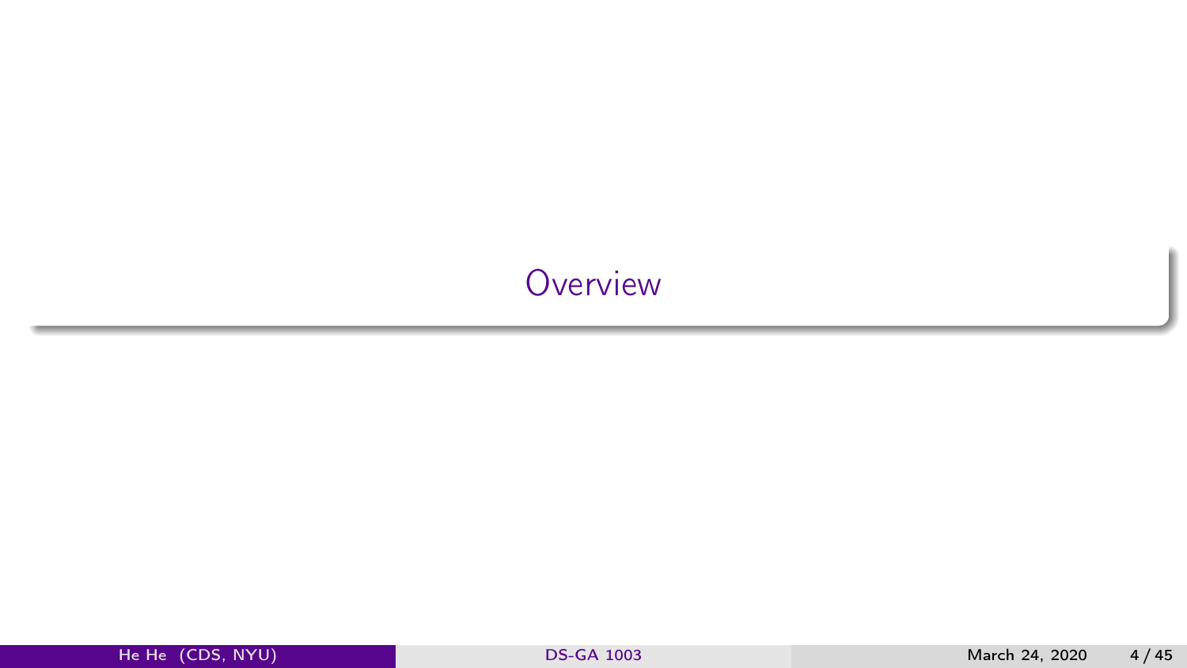# Overview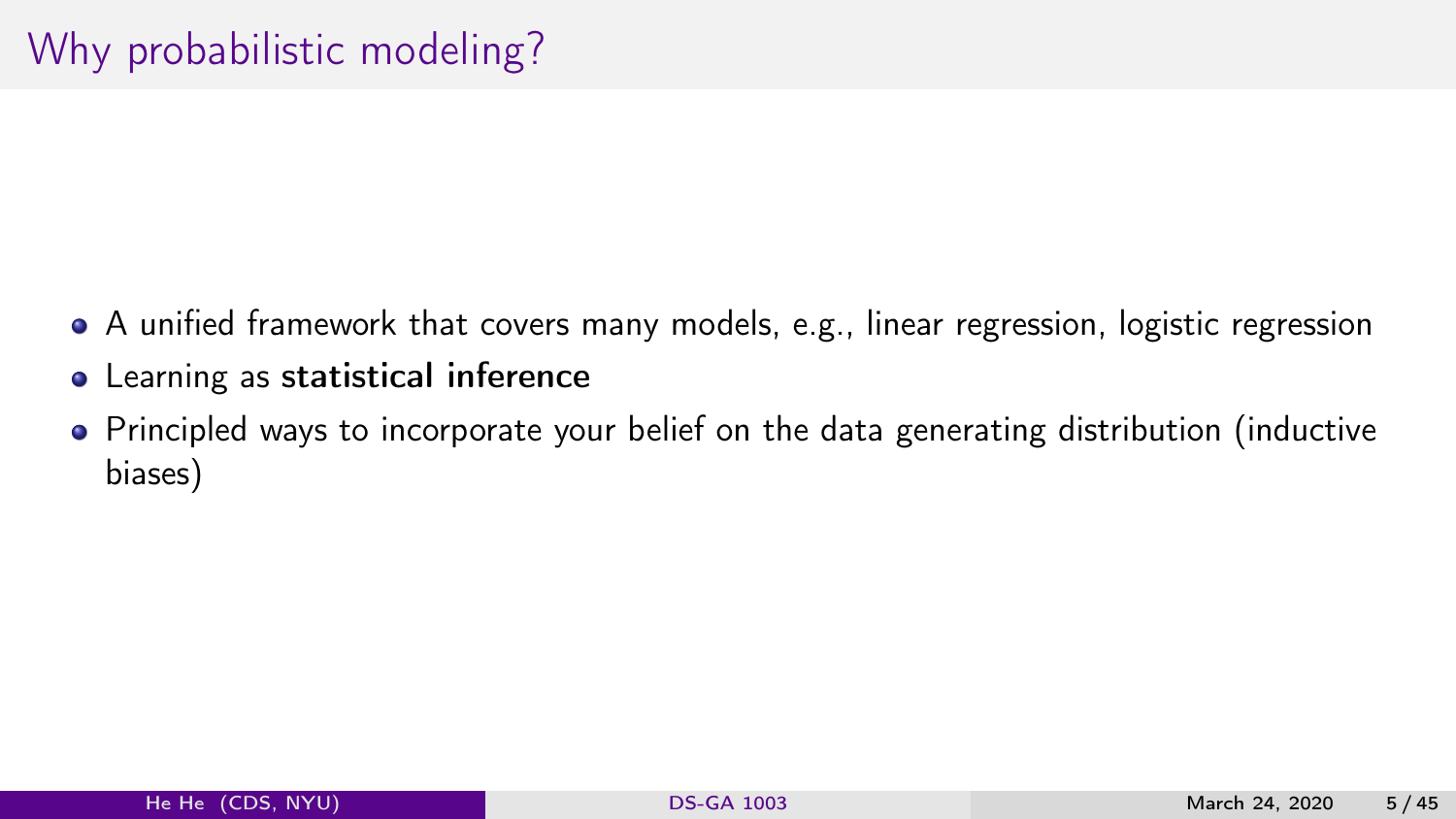# Why probabilistic modeling?

- A unified framework that covers many models, e.g., linear regression, logistic regression
- Learning as **statistical inference**
- Principled ways to incorporate your belief on the data generating distribution (inductive biases)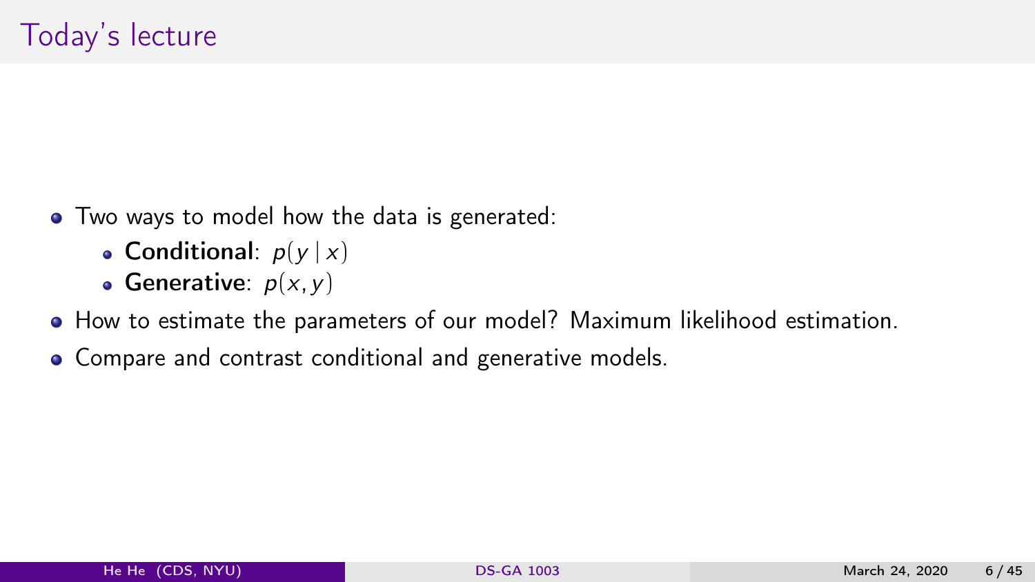# Today's lecture

- Two ways to model how the data is generated:
  - **Conditional**: $p(y \mid x)$
  - **Generative**: $p(x, y)$
- How to estimate the parameters of our model? Maximum likelihood estimation.
- Compare and contrast conditional and generative models.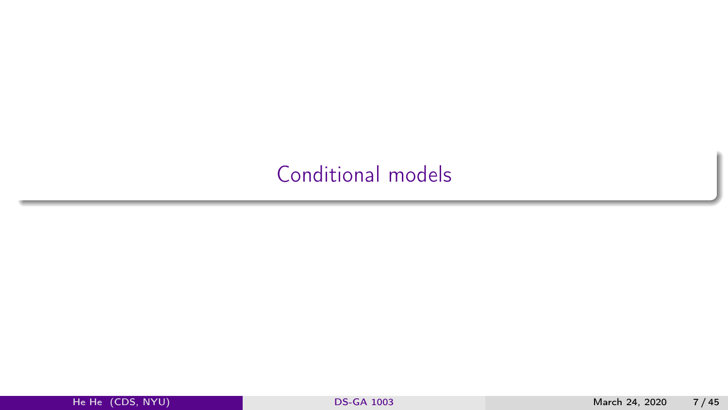# Conditional models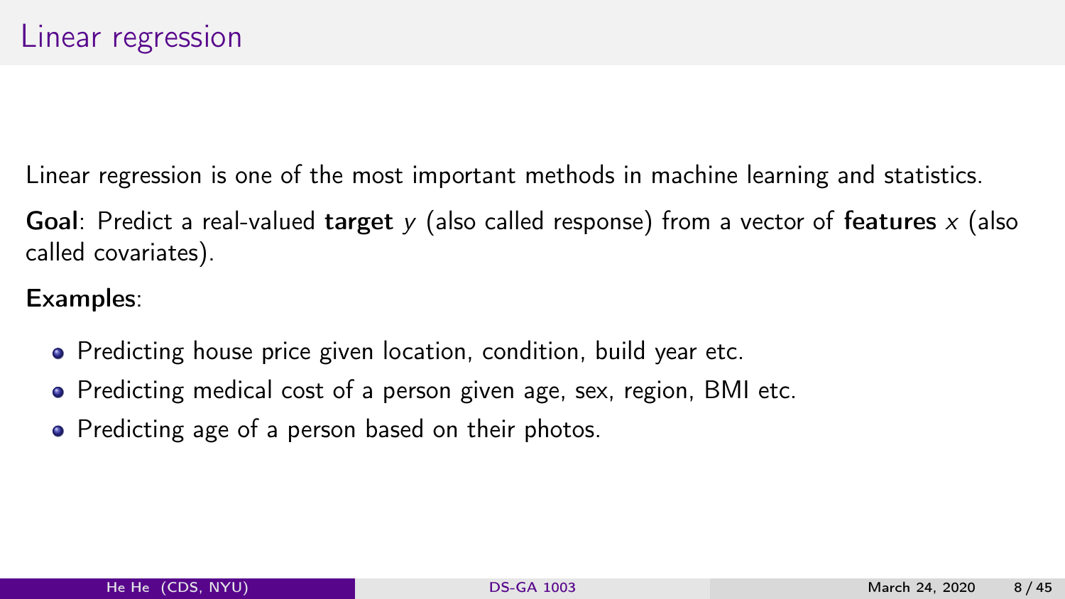# Linear regression

Linear regression is one of the most important methods in machine learning and statistics.

**Goal**: Predict a real-valued **target** $y$ (also called response) from a vector of **features** $x$ (also called covariates).

**Examples**:

- Predicting house price given location, condition, build year etc.
- Predicting medical cost of a person given age, sex, region, BMI etc.
- Predicting age of a person based on their photos.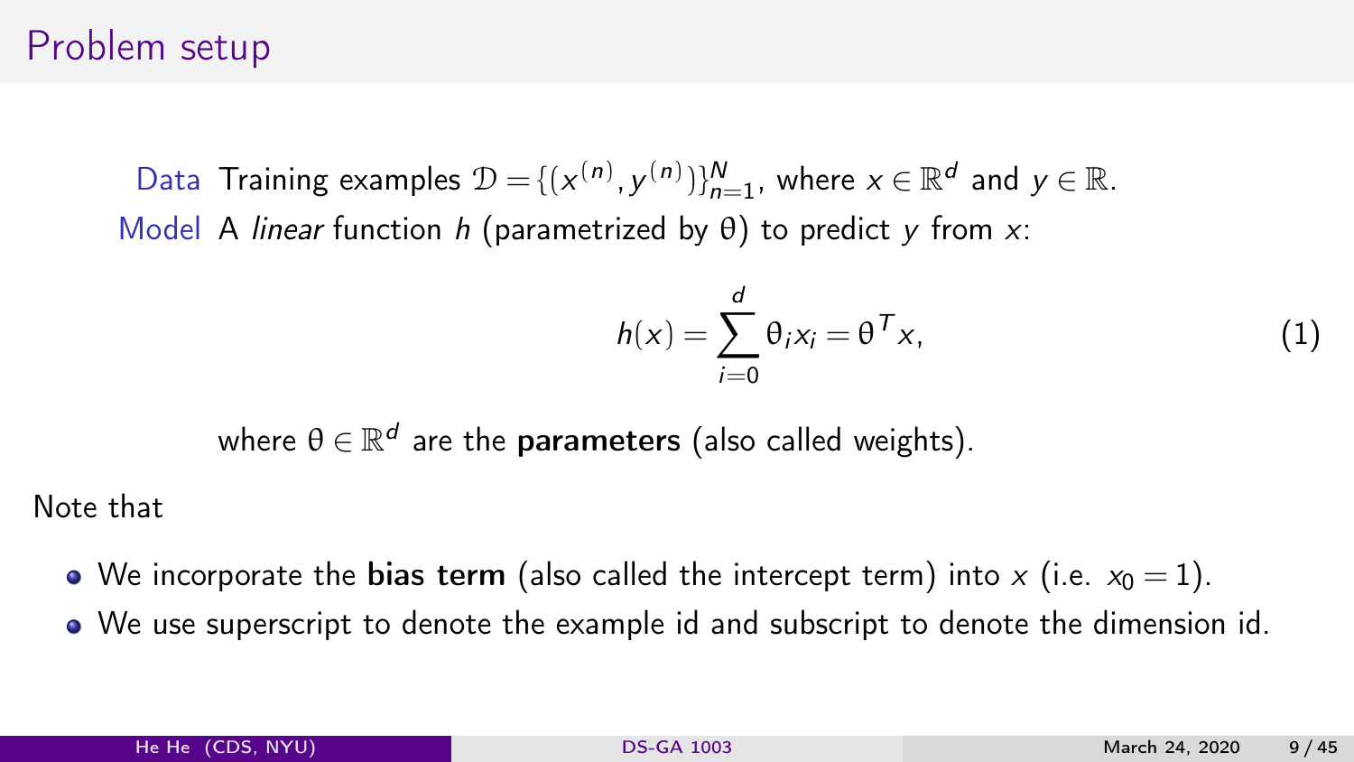# Problem setup

**Data** Training examples $\mathcal{D} = \{(x^{(n)}, y^{(n)})\}_{n=1}^{N}$, where $x \in \mathbb{R}^d$ and $y \in \mathbb{R}$.

**Model** A *linear* function $h$ (parametrized by $\theta$) to predict $y$ from $x$:

$$h(x) = \sum_{i=0}^{d} \theta_i x_i = \theta^T x, \tag{1}$$

where $\theta \in \mathbb{R}^d$ are the **parameters** (also called weights).

Note that

- We incorporate the **bias term** (also called the intercept term) into $x$ (i.e. $x_0 = 1$).
- We use superscript to denote the example id and subscript to denote the dimension id.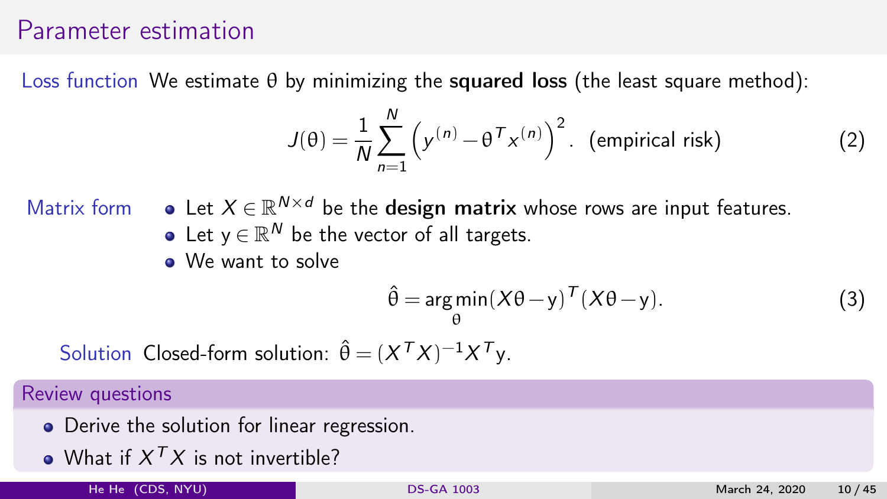# Parameter estimation

**Loss function** We estimate $\theta$ by minimizing the **squared loss** (the least square method):

$$J(\theta) = \frac{1}{N}\sum_{n=1}^{N}\left(y^{(n)} - \theta^T x^{(n)}\right)^2. \quad \text{(empirical risk)} \tag{2}$$

**Matrix form**

- Let $X \in \mathbb{R}^{N \times d}$ be the **design matrix** whose rows are input features.
- Let $\mathrm{y} \in \mathbb{R}^N$ be the vector of all targets.
- We want to solve

$$\hat{\theta} = \underset{\theta}{\arg\min}(X\theta - \mathrm{y})^T(X\theta - \mathrm{y}). \tag{3}$$

**Solution** Closed-form solution: $\hat{\theta} = (X^T X)^{-1} X^T \mathrm{y}$.

**Review questions**

- Derive the solution for linear regression.
- What if $X^T X$ is not invertible?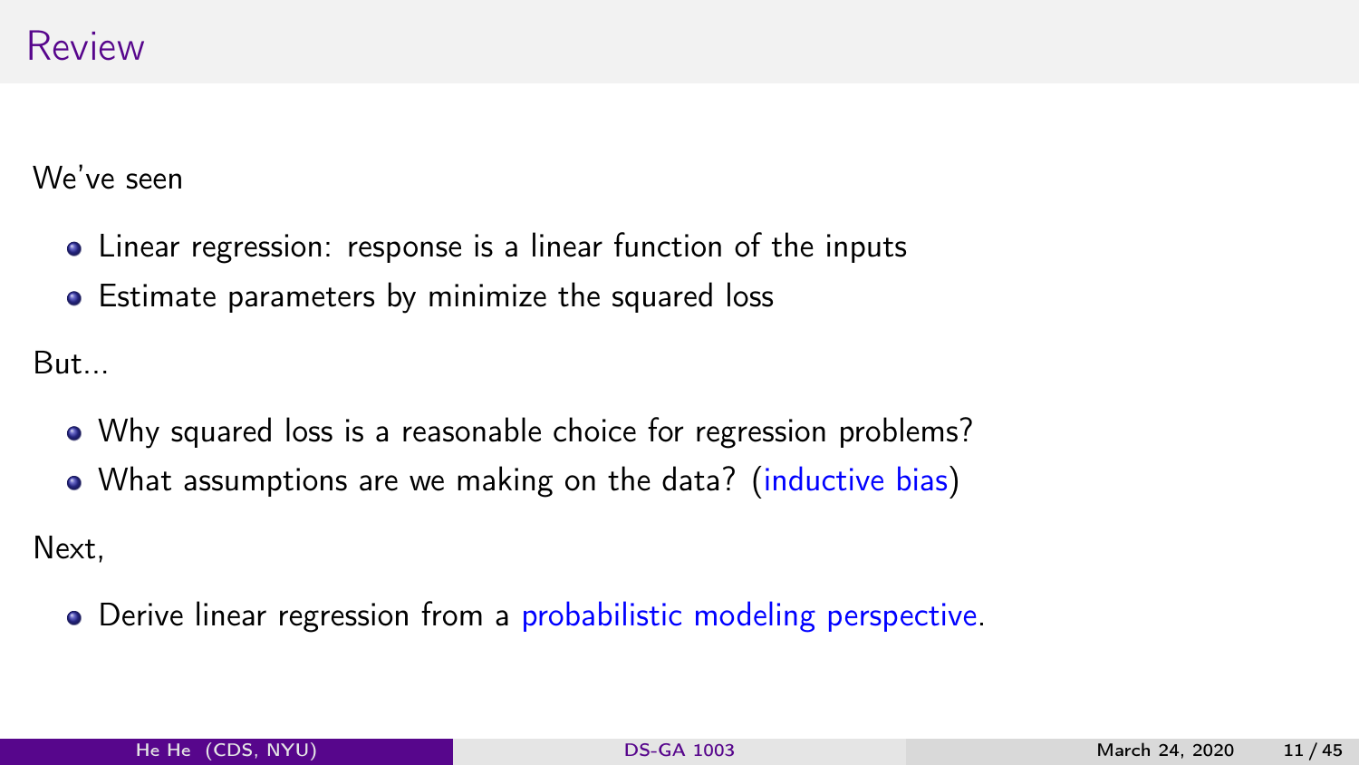# Review

We've seen

- Linear regression: response is a linear function of the inputs
- Estimate parameters by minimize the squared loss

But...

- Why squared loss is a reasonable choice for regression problems?
- What assumptions are we making on the data? (inductive bias)

Next,

- Derive linear regression from a probabilistic modeling perspective.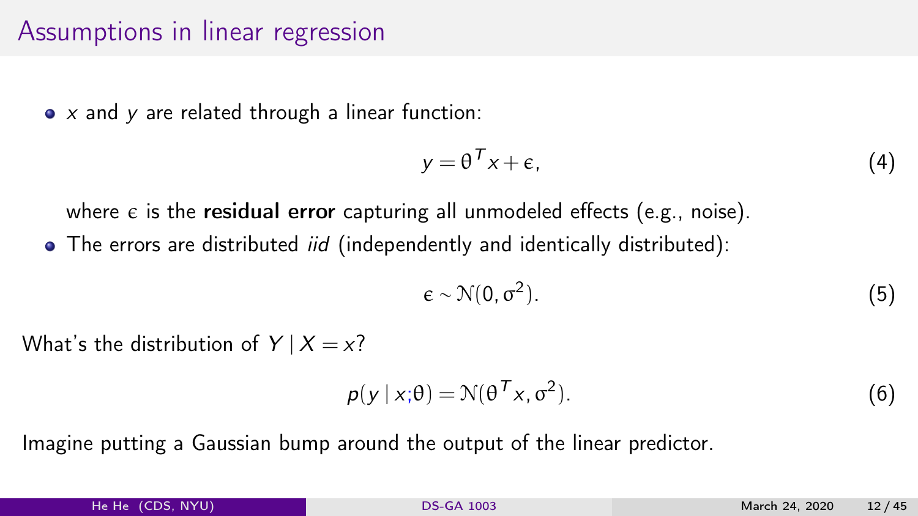# Assumptions in linear regression

- $x$ and $y$ are related through a linear function:

$$y = \theta^T x + \epsilon, \tag{4}$$

  where $\epsilon$ is the **residual error** capturing all unmodeled effects (e.g., noise).

- The errors are distributed *iid* (independently and identically distributed):

$$\epsilon \sim \mathcal{N}(0, \sigma^2). \tag{5}$$

What's the distribution of $Y \mid X = x$?

$$p(y \mid x; \theta) = \mathcal{N}(\theta^T x, \sigma^2). \tag{6}$$

Imagine putting a Gaussian bump around the output of the linear predictor.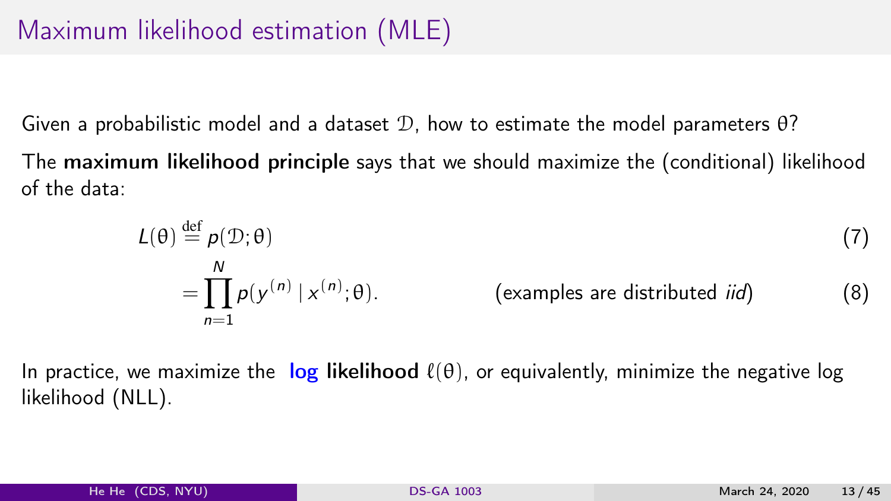# Maximum likelihood estimation (MLE)

Given a probabilistic model and a dataset $\mathcal{D}$, how to estimate the model parameters $\theta$?

The **maximum likelihood principle** says that we should maximize the (conditional) likelihood of the data:

$$
\begin{aligned}
L(\theta) &\stackrel{\text{def}}{=} p(\mathcal{D}; \theta) && (7) \\
&= \prod_{n=1}^{N} p(y^{(n)} \mid x^{(n)}; \theta). && \text{(examples are distributed } iid\text{)} \quad (8)
\end{aligned}
$$

In practice, we maximize the **log likelihood** $\ell(\theta)$, or equivalently, minimize the negative log likelihood (NLL).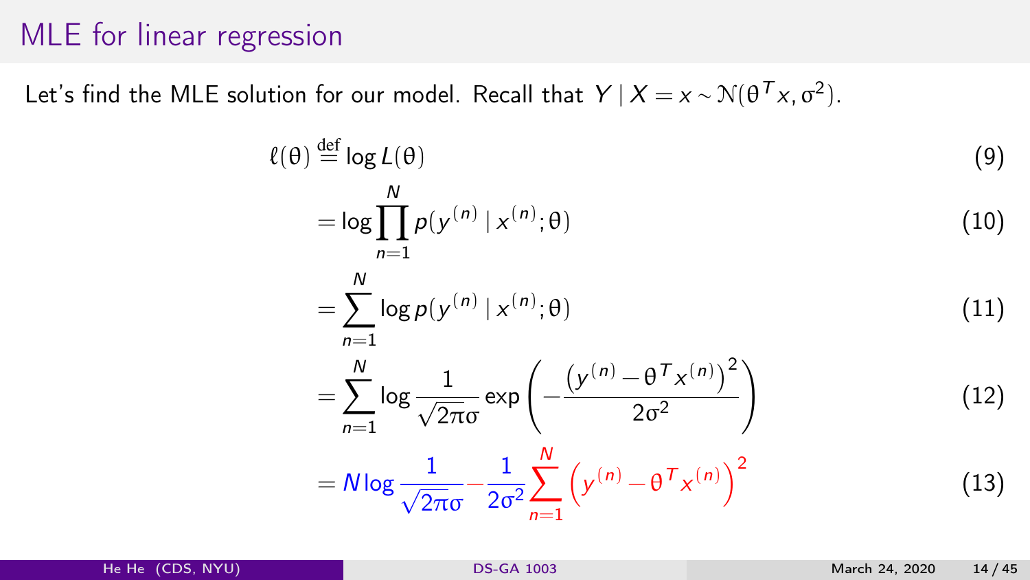# MLE for linear regression

Let's find the MLE solution for our model. Recall that $Y \mid X = x \sim \mathcal{N}(\theta^T x, \sigma^2)$.

$$
\begin{aligned}
\ell(\theta) &\stackrel{\text{def}}{=} \log L(\theta) && (9) \\
&= \log \prod_{n=1}^{N} p(y^{(n)} \mid x^{(n)}; \theta) && (10) \\
&= \sum_{n=1}^{N} \log p(y^{(n)} \mid x^{(n)}; \theta) && (11) \\
&= \sum_{n=1}^{N} \log \frac{1}{\sqrt{2\pi}\sigma} \exp\left( -\frac{\left(y^{(n)} - \theta^T x^{(n)}\right)^2}{2\sigma^2} \right) && (12) \\
&= N \log \frac{1}{\sqrt{2\pi}\sigma} - \frac{1}{2\sigma^2} \sum_{n=1}^{N} \left( y^{(n)} - \theta^T x^{(n)} \right)^2 && (13)
\end{aligned}
$$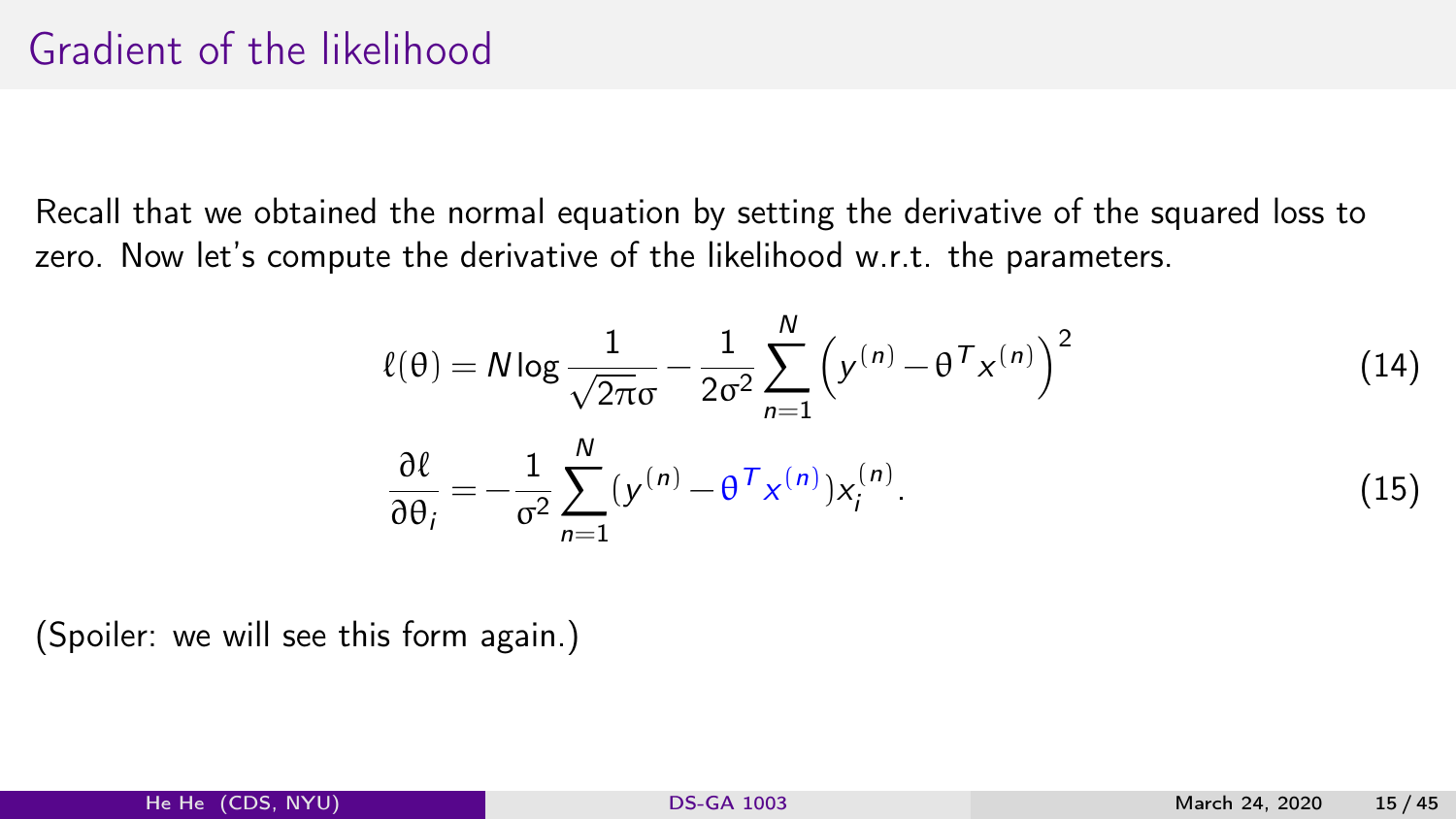# Gradient of the likelihood

Recall that we obtained the normal equation by setting the derivative of the squared loss to zero. Now let's compute the derivative of the likelihood w.r.t. the parameters.

$$\ell(\theta) = N \log \frac{1}{\sqrt{2\pi}\sigma} - \frac{1}{2\sigma^2} \sum_{n=1}^{N} \left( y^{(n)} - \theta^T x^{(n)} \right)^2 \tag{14}$$

$$\frac{\partial \ell}{\partial \theta_i} = -\frac{1}{\sigma^2} \sum_{n=1}^{N} (y^{(n)} - \theta^T x^{(n)}) x_i^{(n)}. \tag{15}$$

(Spoiler: we will see this form again.)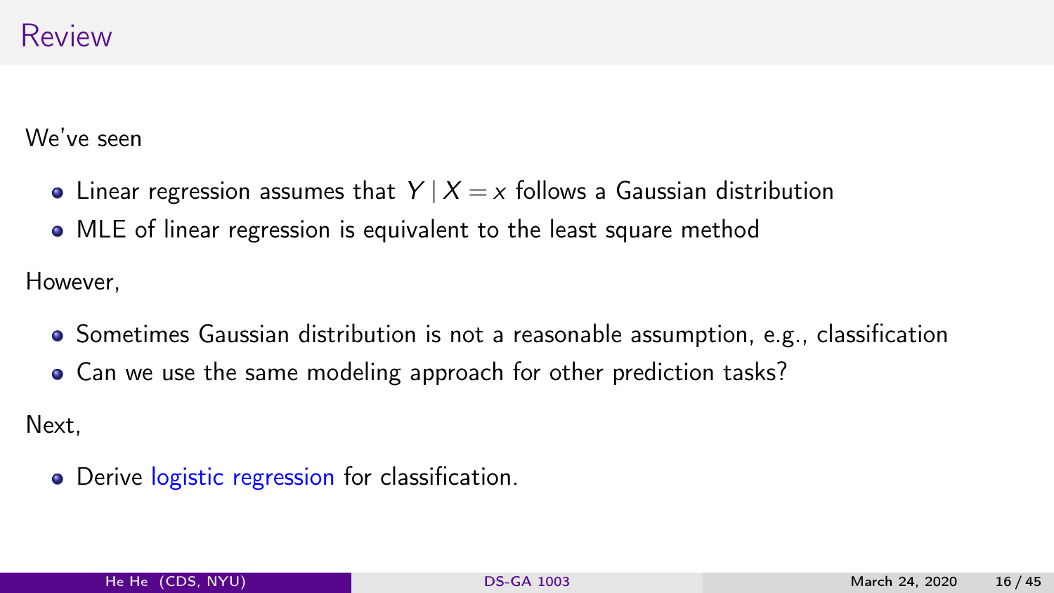# Review

We've seen

- Linear regression assumes that $Y \mid X = x$ follows a Gaussian distribution
- MLE of linear regression is equivalent to the least square method

However,

- Sometimes Gaussian distribution is not a reasonable assumption, e.g., classification
- Can we use the same modeling approach for other prediction tasks?

Next,

- Derive logistic regression for classification.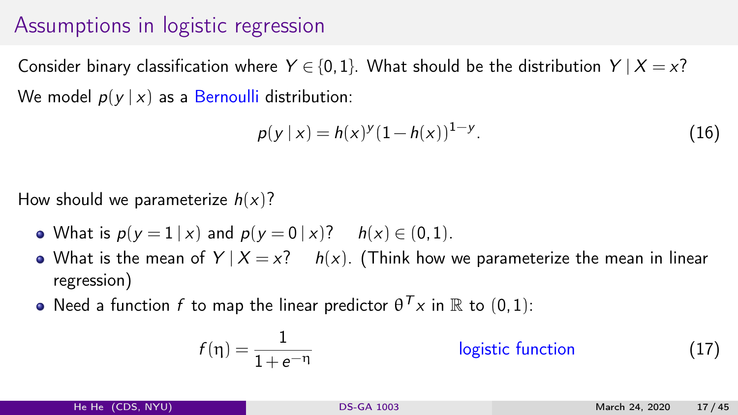# Assumptions in logistic regression

Consider binary classification where $Y \in \{0,1\}$. What should be the distribution $Y \mid X = x$?

We model $p(y \mid x)$ as a Bernoulli distribution:

$$p(y \mid x) = h(x)^y (1 - h(x))^{1-y}. \tag{16}$$

How should we parameterize $h(x)$?

- What is $p(y = 1 \mid x)$ and $p(y = 0 \mid x)$? $h(x) \in (0,1)$.
- What is the mean of $Y \mid X = x$? $h(x)$. (Think how we parameterize the mean in linear regression)
- Need a function $f$ to map the linear predictor $\theta^T x$ in $\mathbb{R}$ to $(0,1)$:

$$f(\eta) = \frac{1}{1 + e^{-\eta}} \qquad \text{logistic function} \tag{17}$$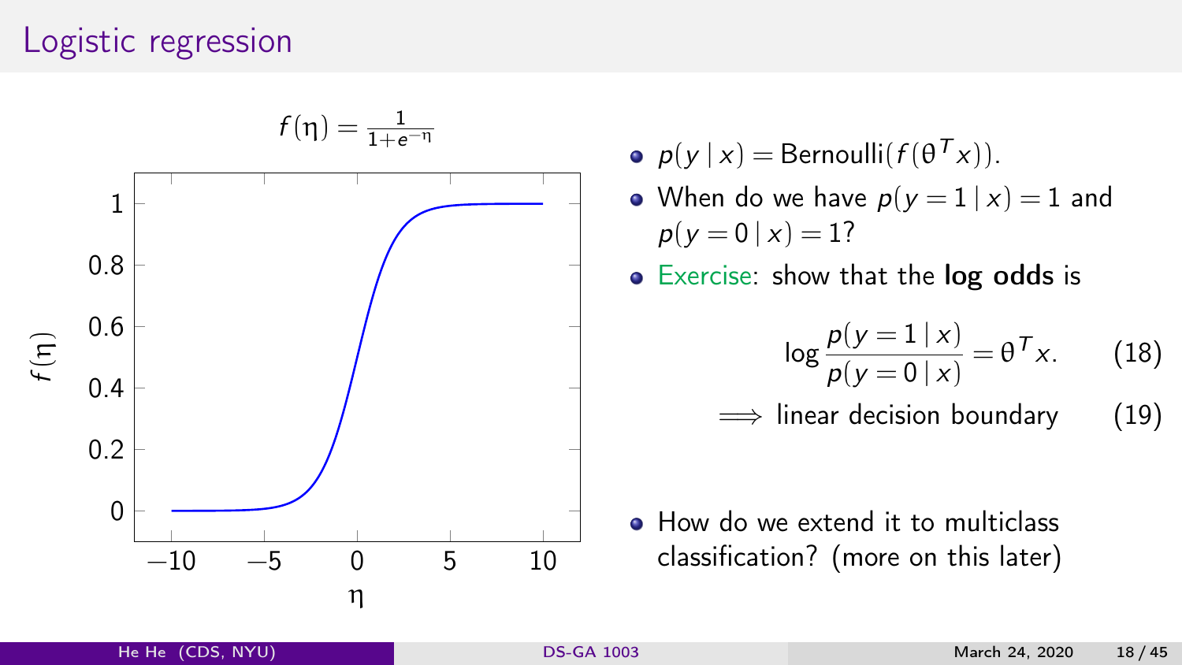# Logistic regression

$$f(\eta) = \frac{1}{1+e^{-\eta}}$$

- $p(y \mid x) = \text{Bernoulli}(f(\theta^T x))$.
- When do we have $p(y = 1 \mid x) = 1$ and $p(y = 0 \mid x) = 1$?
- Exercise: show that the **log odds** is

$$\log \frac{p(y=1 \mid x)}{p(y=0 \mid x)} = \theta^T x. \tag{18}$$

$$\implies \text{linear decision boundary} \tag{19}$$

- How do we extend it to multiclass classification? (more on this later)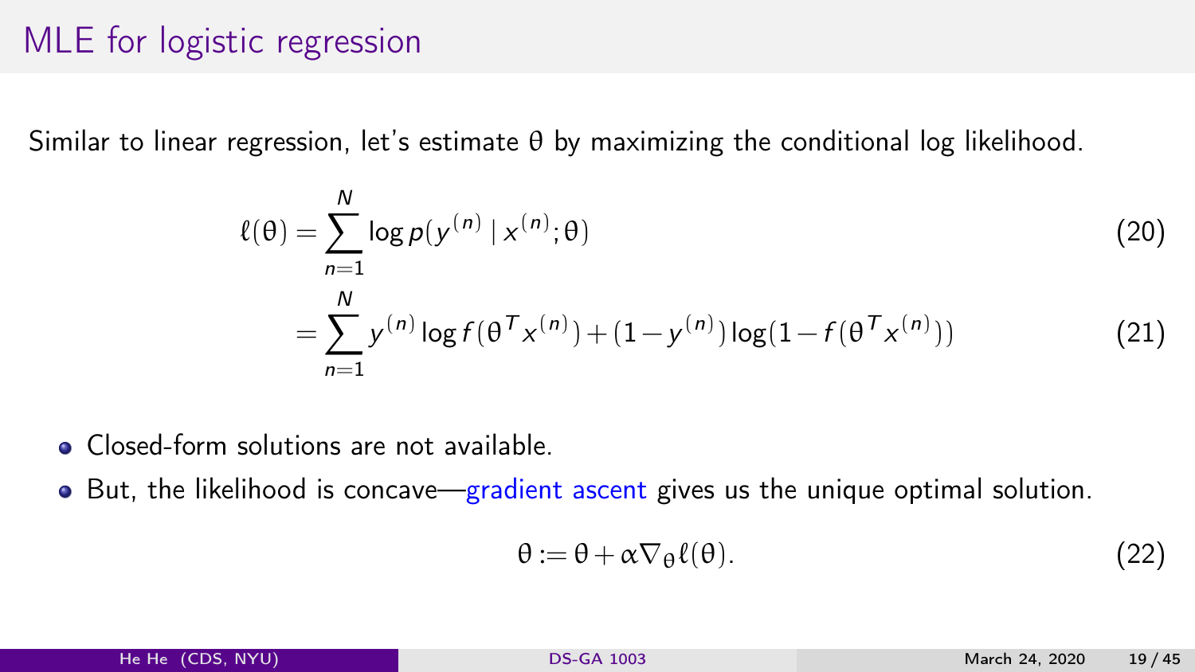# MLE for logistic regression

Similar to linear regression, let's estimate $\theta$ by maximizing the conditional log likelihood.

$$\ell(\theta) = \sum_{n=1}^{N} \log p(y^{(n)} \mid x^{(n)}; \theta) \tag{20}$$

$$= \sum_{n=1}^{N} y^{(n)} \log f(\theta^T x^{(n)}) + (1 - y^{(n)}) \log(1 - f(\theta^T x^{(n)})) \tag{21}$$

- Closed-form solutions are not available.
- But, the likelihood is concave—gradient ascent gives us the unique optimal solution.

$$\theta := \theta + \alpha \nabla_\theta \ell(\theta). \tag{22}$$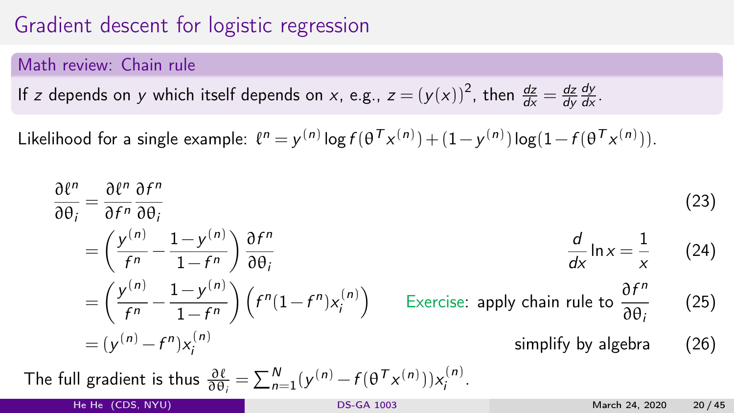# Gradient descent for logistic regression

**Math review: Chain rule**

If $z$ depends on $y$ which itself depends on $x$, e.g., $z = (y(x))^2$, then $\frac{dz}{dx} = \frac{dz}{dy}\frac{dy}{dx}$.

Likelihood for a single example: $\ell^n = y^{(n)} \log f(\theta^T x^{(n)}) + (1 - y^{(n)}) \log(1 - f(\theta^T x^{(n)}))$.

$$\frac{\partial \ell^n}{\partial \theta_i} = \frac{\partial \ell^n}{\partial f^n} \frac{\partial f^n}{\partial \theta_i} \tag{23}$$

$$= \left( \frac{y^{(n)}}{f^n} - \frac{1 - y^{(n)}}{1 - f^n} \right) \frac{\partial f^n}{\partial \theta_i} \qquad \frac{d}{dx} \ln x = \frac{1}{x} \tag{24}$$

$$= \left( \frac{y^{(n)}}{f^n} - \frac{1 - y^{(n)}}{1 - f^n} \right) \left( f^n (1 - f^n) x_i^{(n)} \right) \qquad \text{Exercise: apply chain rule to } \frac{\partial f^n}{\partial \theta_i} \tag{25}$$

$$= (y^{(n)} - f^n) x_i^{(n)} \qquad \text{simplify by algebra} \tag{26}$$

The full gradient is thus $\frac{\partial \ell}{\partial \theta_i} = \sum_{n=1}^{N} (y^{(n)} - f(\theta^T x^{(n)})) x_i^{(n)}$.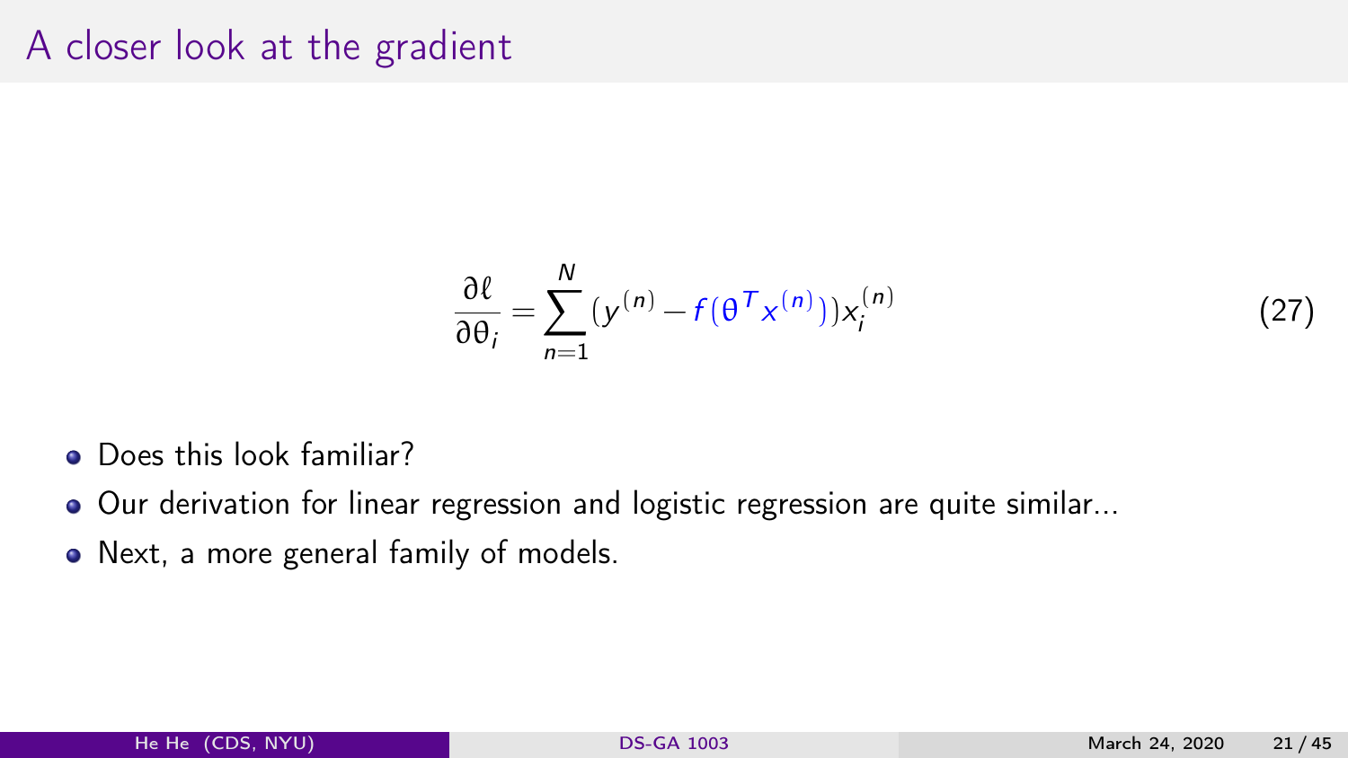# A closer look at the gradient

$$\frac{\partial \ell}{\partial \theta_i} = \sum_{n=1}^{N} (y^{(n)} - f(\theta^T x^{(n)})) x_i^{(n)} \tag{27}$$

- Does this look familiar?
- Our derivation for linear regression and logistic regression are quite similar...
- Next, a more general family of models.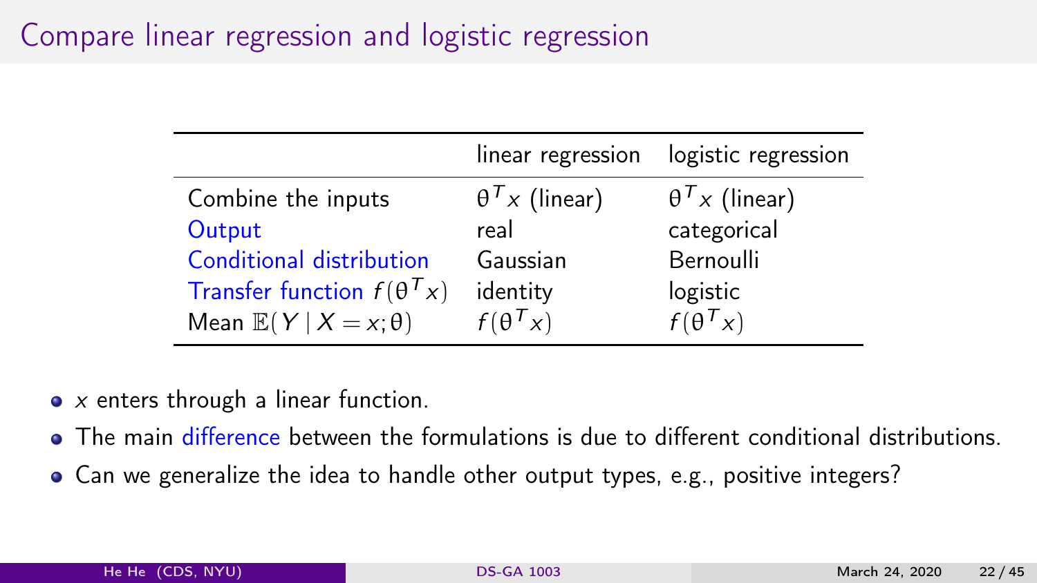# Compare linear regression and logistic regression

| | linear regression | logistic regression |
|---|---|---|
| Combine the inputs | $\theta^T x$ (linear) | $\theta^T x$ (linear) |
| Output | real | categorical |
| Conditional distribution | Gaussian | Bernoulli |
| Transfer function $f(\theta^T x)$ | identity | logistic |
| Mean $\mathbb{E}(Y \mid X = x; \theta)$ | $f(\theta^T x)$ | $f(\theta^T x)$ |

- $x$ enters through a linear function.
- The main difference between the formulations is due to different conditional distributions.
- Can we generalize the idea to handle other output types, e.g., positive integers?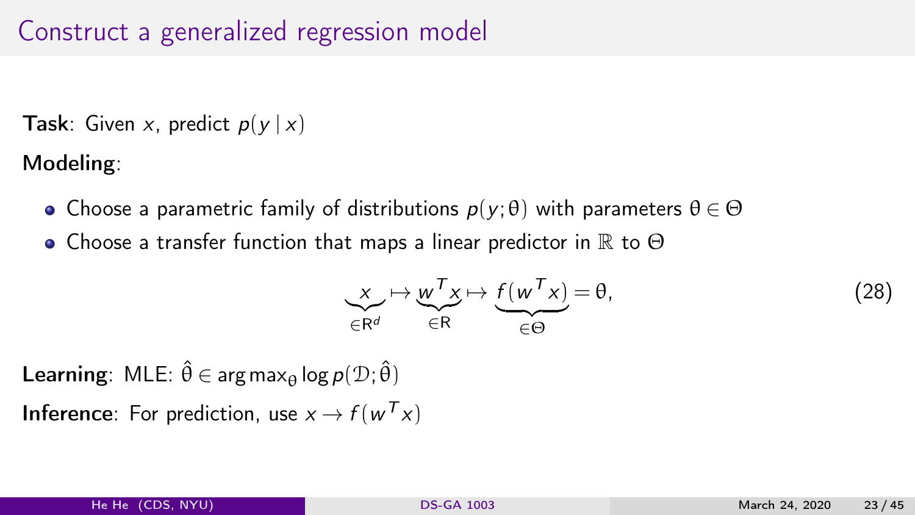# Construct a generalized regression model

**Task**: Given $x$, predict $p(y \mid x)$

**Modeling**:

- Choose a parametric family of distributions $p(y; \theta)$ with parameters $\theta \in \Theta$
- Choose a transfer function that maps a linear predictor in $\mathbb{R}$ to $\Theta$

$$\underbrace{x}_{\in \mathsf{R}^d} \mapsto \underbrace{w^T x}_{\in \mathsf{R}} \mapsto \underbrace{f(w^T x)}_{\in \Theta} = \theta, \tag{28}$$

**Learning**: MLE: $\hat{\theta} \in \arg\max_{\theta} \log p(\mathcal{D}; \hat{\theta})$

**Inference**: For prediction, use $x \to f(w^T x)$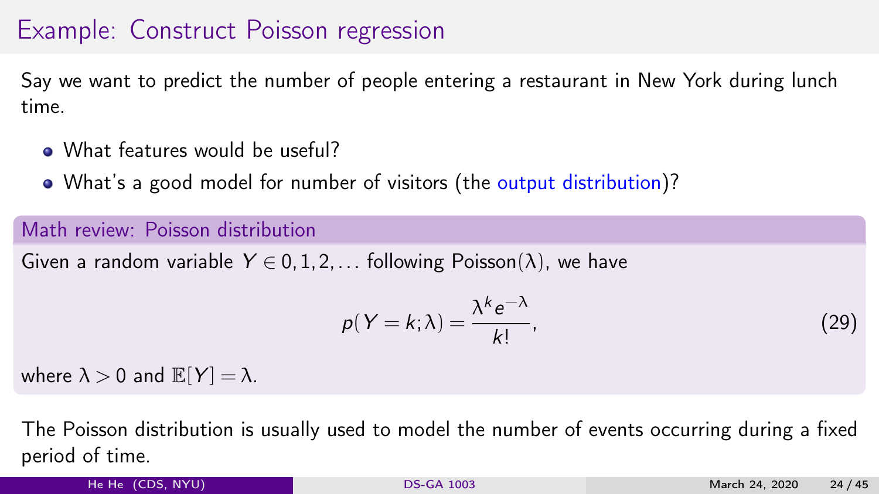## Example: Construct Poisson regression

Say we want to predict the number of people entering a restaurant in New York during lunch time.

- What features would be useful?
- What's a good model for number of visitors (the output distribution)?

**Math review: Poisson distribution**

Given a random variable $Y \in 0, 1, 2, \ldots$ following Poisson($\lambda$), we have

$$p(Y = k; \lambda) = \frac{\lambda^k e^{-\lambda}}{k!}, \tag{29}$$

where $\lambda > 0$ and $\mathbb{E}[Y] = \lambda$.

The Poisson distribution is usually used to model the number of events occurring during a fixed period of time.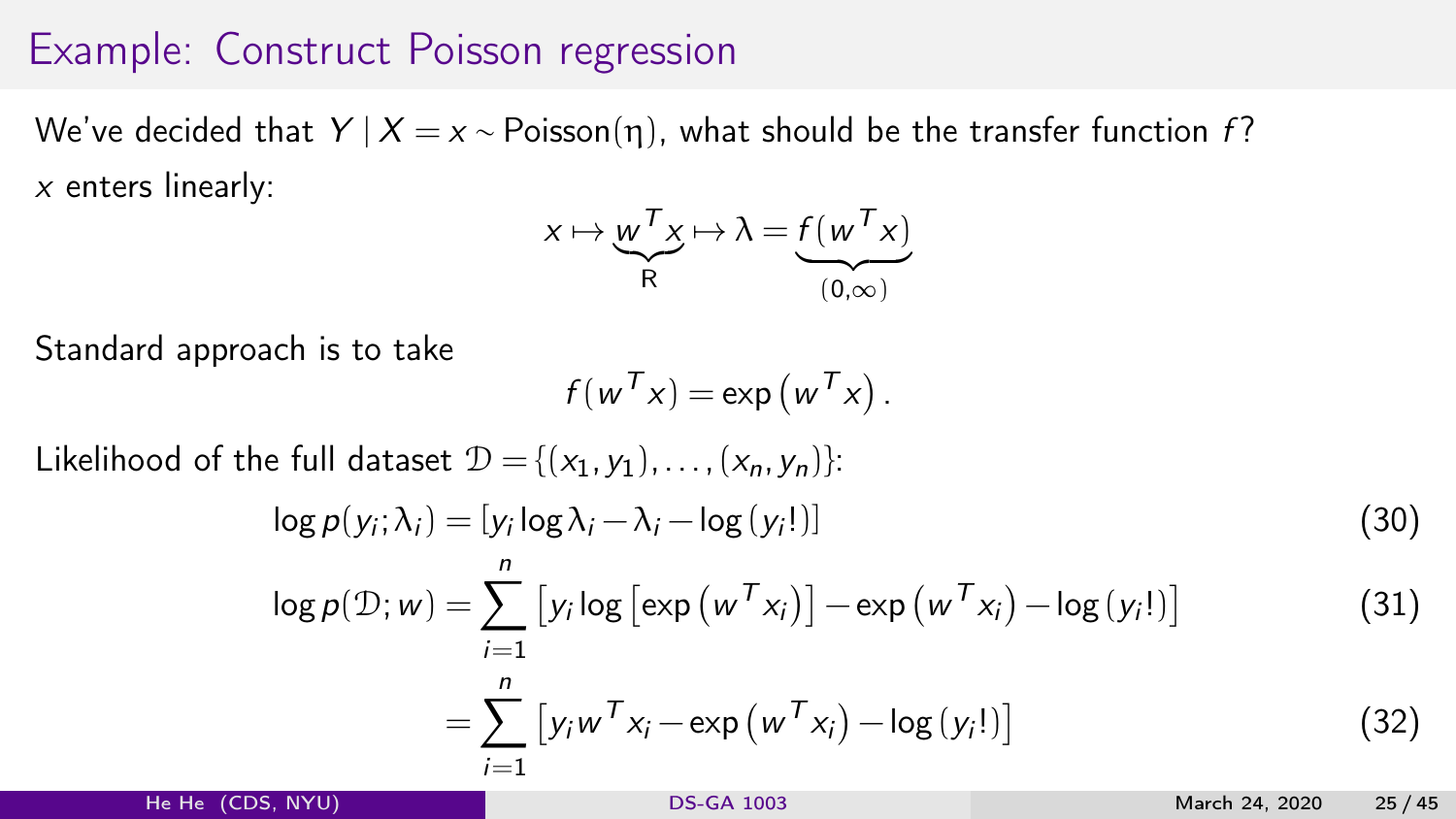# Example: Construct Poisson regression

We've decided that $Y \mid X = x \sim \text{Poisson}(\eta)$, what should be the transfer function $f$?

$x$ enters linearly:

$$x \mapsto \underbrace{w^T x}_{\mathbb{R}} \mapsto \lambda = \underbrace{f(w^T x)}_{(0,\infty)}$$

Standard approach is to take

$$f(w^T x) = \exp\left(w^T x\right).$$

Likelihood of the full dataset $\mathcal{D} = \{(x_1, y_1), \ldots, (x_n, y_n)\}$:

$$\log p(y_i; \lambda_i) = \left[y_i \log \lambda_i - \lambda_i - \log(y_i!)\right] \tag{30}$$

$$\log p(\mathcal{D}; w) = \sum_{i=1}^{n} \left[y_i \log\left[\exp\left(w^T x_i\right)\right] - \exp\left(w^T x_i\right) - \log(y_i!)\right] \tag{31}$$

$$= \sum_{i=1}^{n} \left[y_i w^T x_i - \exp\left(w^T x_i\right) - \log(y_i!)\right] \tag{32}$$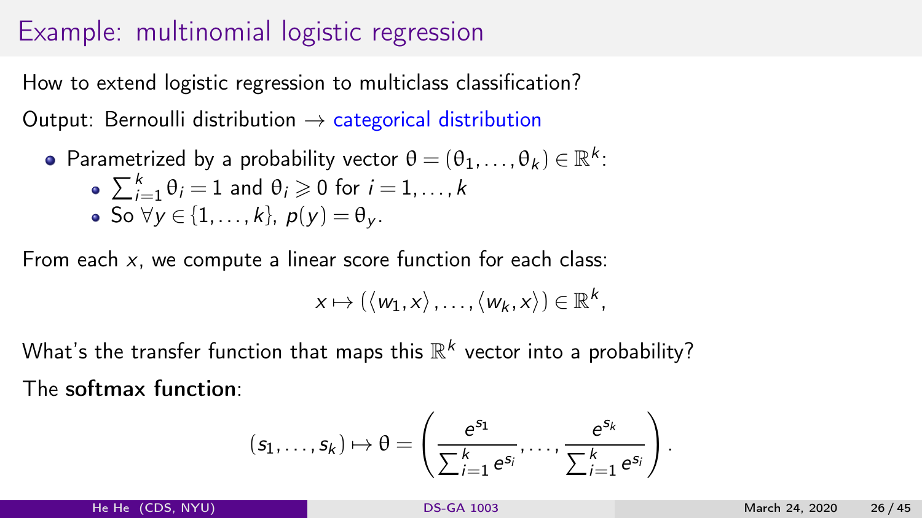# Example: multinomial logistic regression

How to extend logistic regression to multiclass classification?

Output: Bernoulli distribution $\rightarrow$ categorical distribution

- Parametrized by a probability vector $\theta = (\theta_1, \ldots, \theta_k) \in \mathbb{R}^k$:
  - $\sum_{i=1}^{k} \theta_i = 1$ and $\theta_i \geqslant 0$ for $i = 1, \ldots, k$
  - So $\forall y \in \{1, \ldots, k\}$, $p(y) = \theta_y$.

From each $x$, we compute a linear score function for each class:

$$x \mapsto (\langle w_1, x \rangle, \ldots, \langle w_k, x \rangle) \in \mathbb{R}^k,$$

What's the transfer function that maps this $\mathbb{R}^k$ vector into a probability?

The **softmax function**:

$$(s_1, \ldots, s_k) \mapsto \theta = \left( \frac{e^{s_1}}{\sum_{i=1}^{k} e^{s_i}}, \ldots, \frac{e^{s_k}}{\sum_{i=1}^{k} e^{s_i}} \right).$$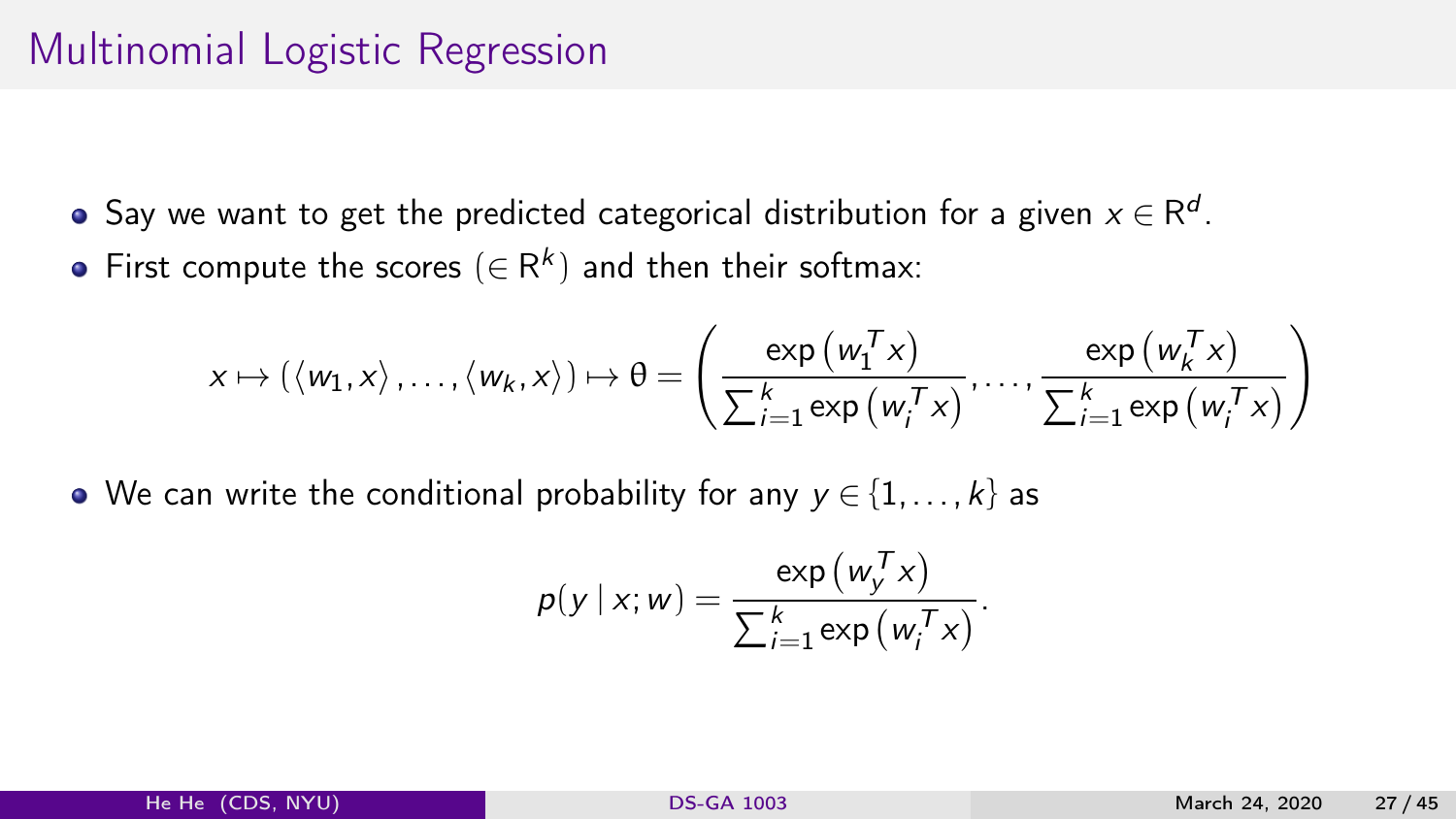# Multinomial Logistic Regression

- Say we want to get the predicted categorical distribution for a given $x \in \mathbb{R}^d$.
- First compute the scores ($\in \mathbb{R}^k$) and then their softmax:

$$x \mapsto (\langle w_1, x \rangle, \ldots, \langle w_k, x \rangle) \mapsto \theta = \left( \frac{\exp\left(w_1^T x\right)}{\sum_{i=1}^k \exp\left(w_i^T x\right)}, \ldots, \frac{\exp\left(w_k^T x\right)}{\sum_{i=1}^k \exp\left(w_i^T x\right)} \right)$$

- We can write the conditional probability for any $y \in \{1, \ldots, k\}$ as

$$p(y \mid x; w) = \frac{\exp\left(w_y^T x\right)}{\sum_{i=1}^k \exp\left(w_i^T x\right)}.$$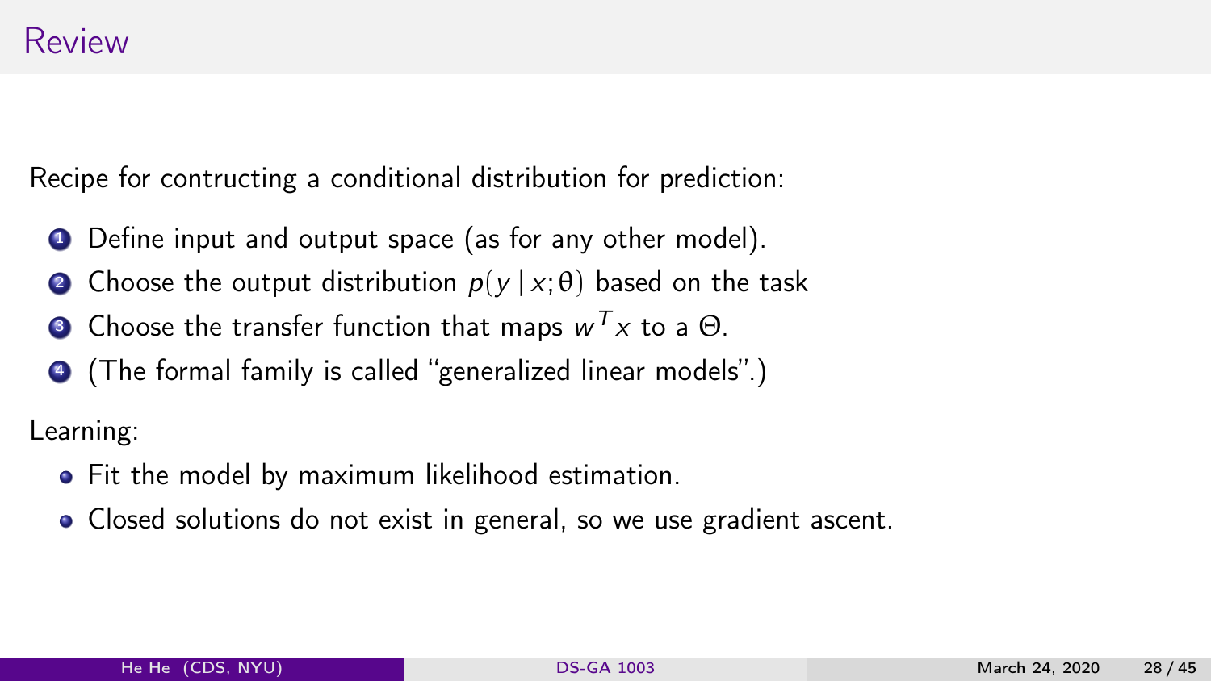# Review

Recipe for contructing a conditional distribution for prediction:

1. Define input and output space (as for any other model).
2. Choose the output distribution $p(y \mid x; \theta)$ based on the task
3. Choose the transfer function that maps $w^T x$ to a $\Theta$.
4. (The formal family is called "generalized linear models".)

Learning:

- Fit the model by maximum likelihood estimation.
- Closed solutions do not exist in general, so we use gradient ascent.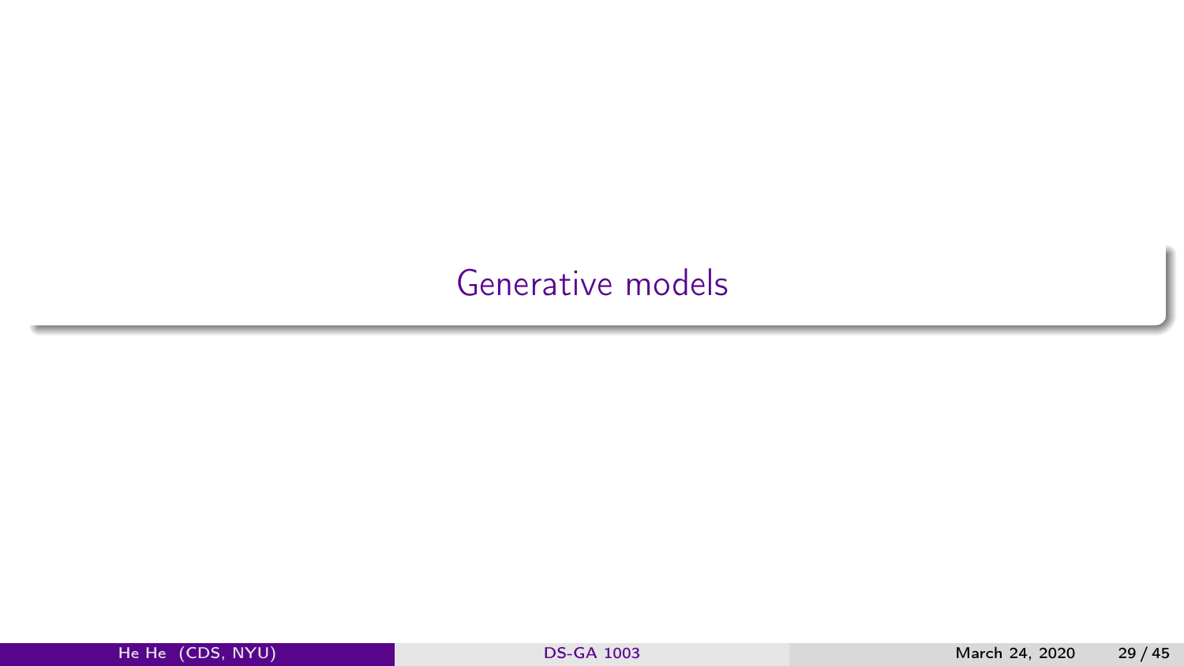# Generative models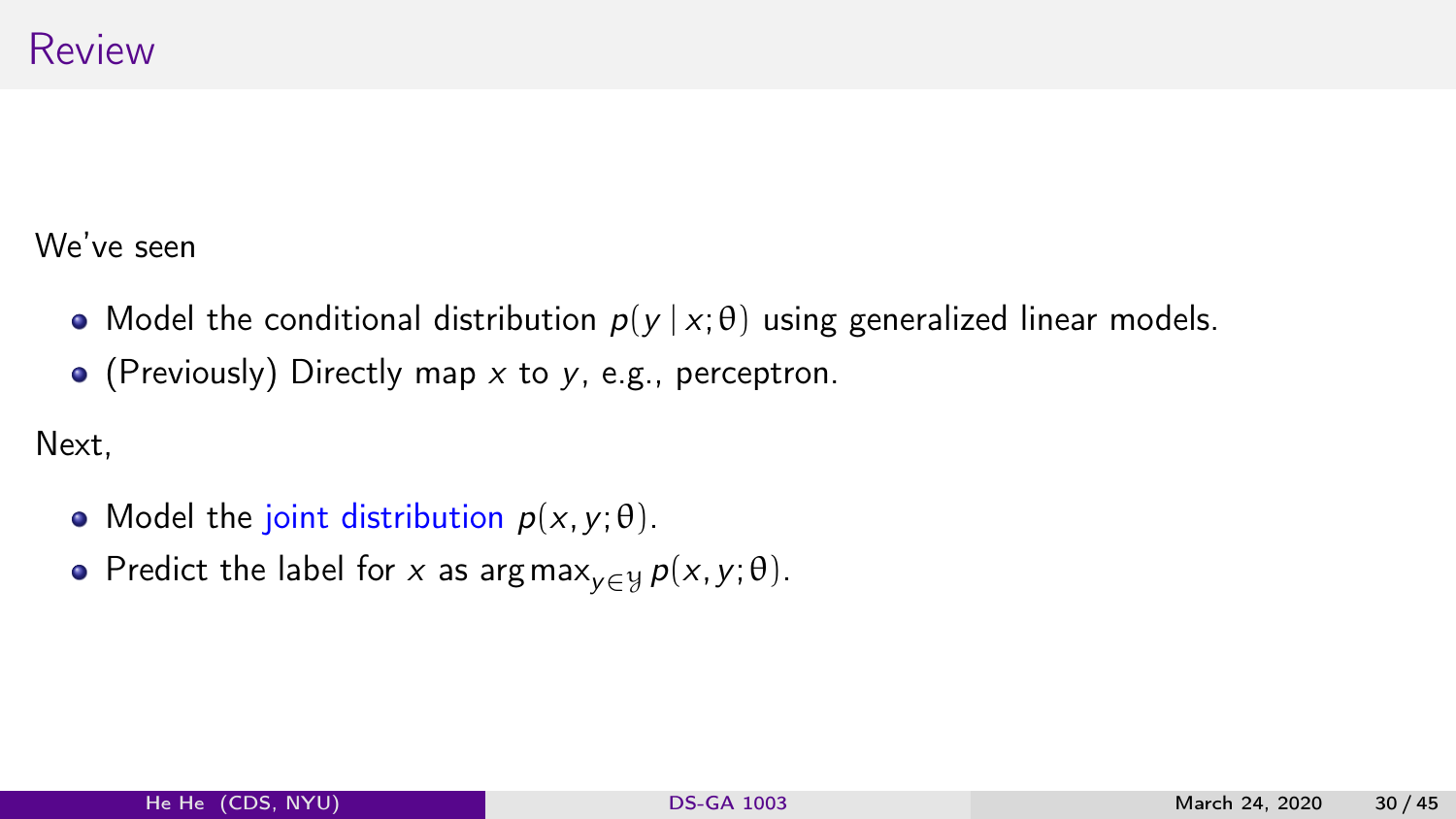# Review

We've seen

- Model the conditional distribution $p(y \mid x; \theta)$ using generalized linear models.
- (Previously) Directly map $x$ to $y$, e.g., perceptron.

Next,

- Model the joint distribution $p(x, y; \theta)$.
- Predict the label for $x$ as $\arg\max_{y \in \mathcal{Y}} p(x, y; \theta)$.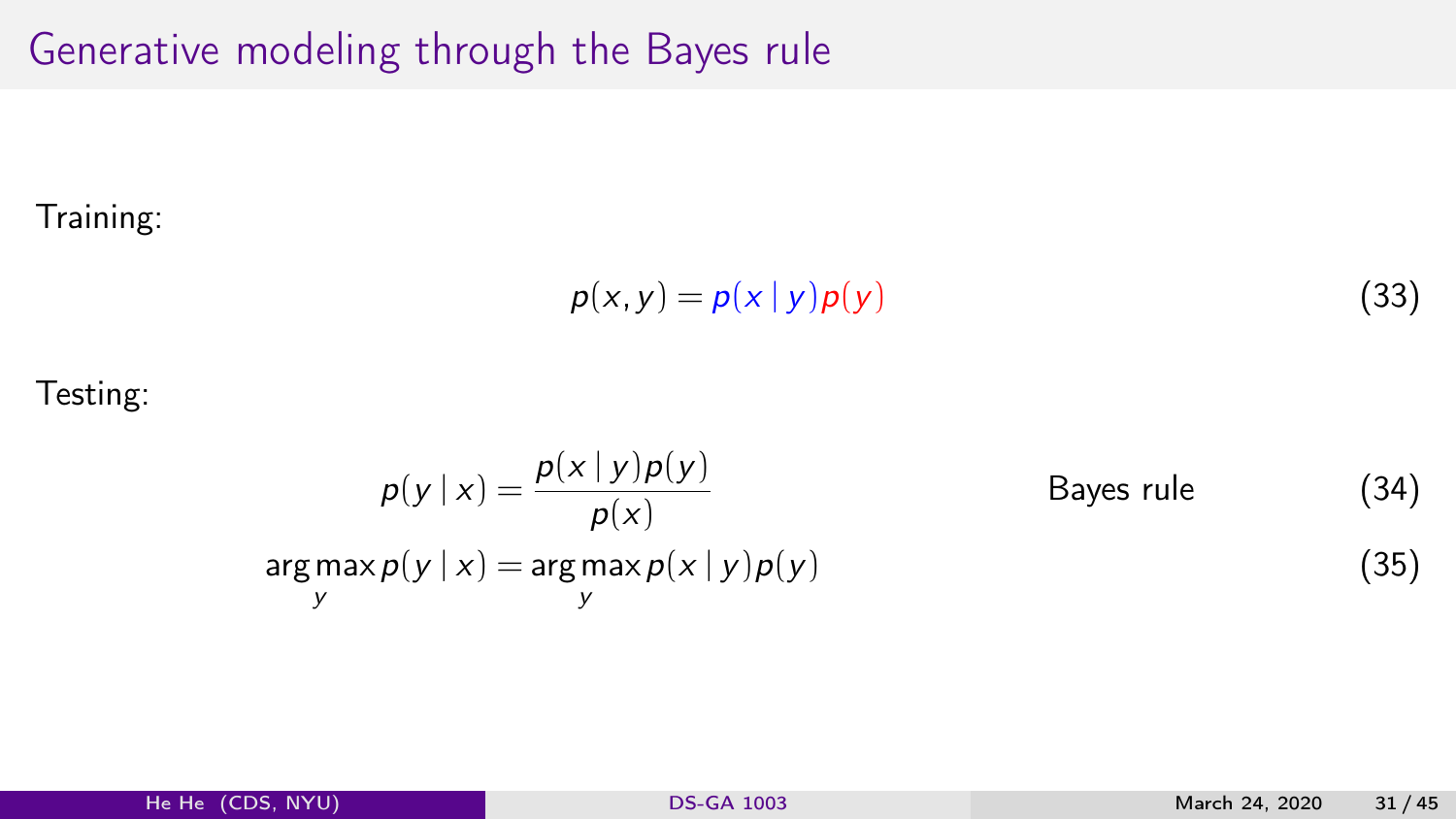# Generative modeling through the Bayes rule

Training:

$$p(x, y) = p(x \mid y)p(y) \tag{33}$$

Testing:

$$p(y \mid x) = \frac{p(x \mid y)p(y)}{p(x)} \qquad \text{Bayes rule} \tag{34}$$

$$\arg\max_y p(y \mid x) = \arg\max_y p(x \mid y)p(y) \tag{35}$$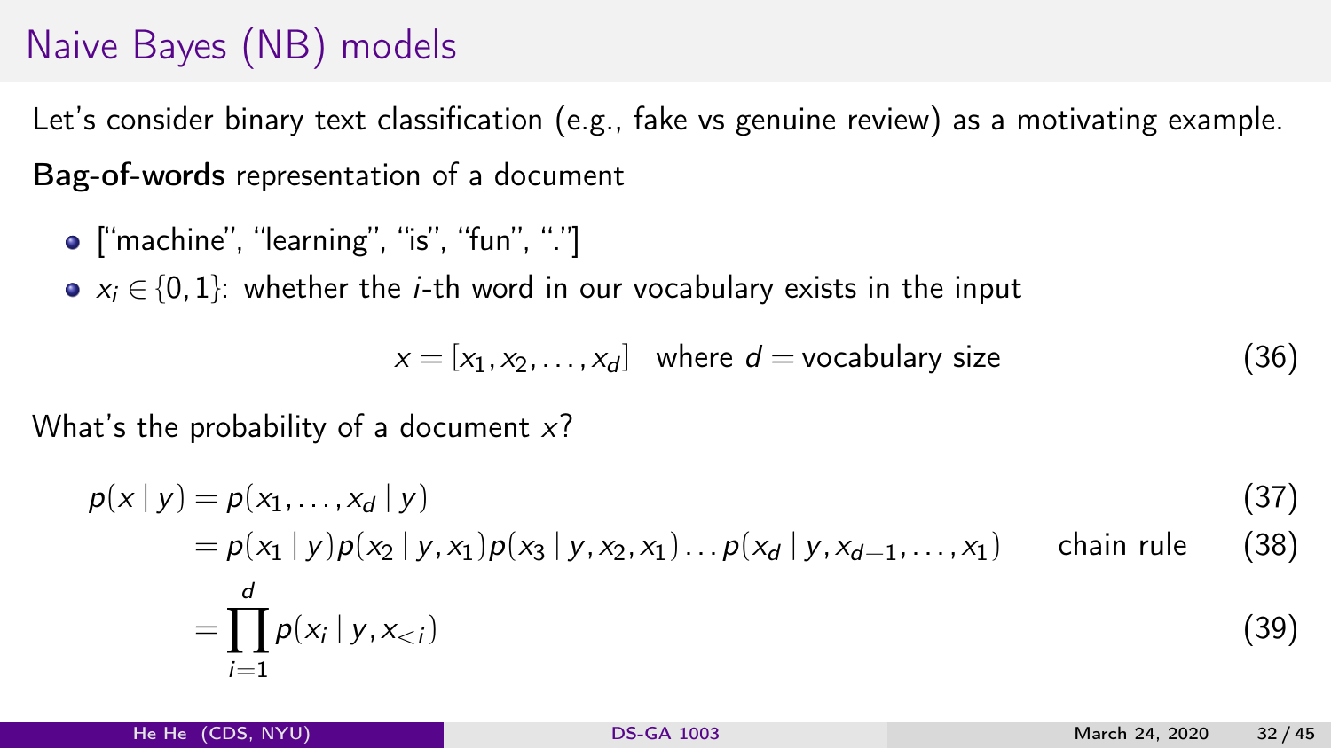# Naive Bayes (NB) models

Let's consider binary text classification (e.g., fake vs genuine review) as a motivating example.

**Bag-of-words** representation of a document

- ["machine", "learning", "is", "fun", "."]
- $x_i \in \{0, 1\}$: whether the $i$-th word in our vocabulary exists in the input

$$x = [x_1, x_2, \ldots, x_d] \quad \text{where } d = \text{vocabulary size} \tag{36}$$

What's the probability of a document $x$?

$$
\begin{aligned}
p(x \mid y) &= p(x_1, \ldots, x_d \mid y) && (37)\\
&= p(x_1 \mid y) p(x_2 \mid y, x_1) p(x_3 \mid y, x_2, x_1) \ldots p(x_d \mid y, x_{d-1}, \ldots, x_1) \qquad \text{chain rule} && (38)\\
&= \prod_{i=1}^{d} p(x_i \mid y, x_{<i}) && (39)
\end{aligned}
$$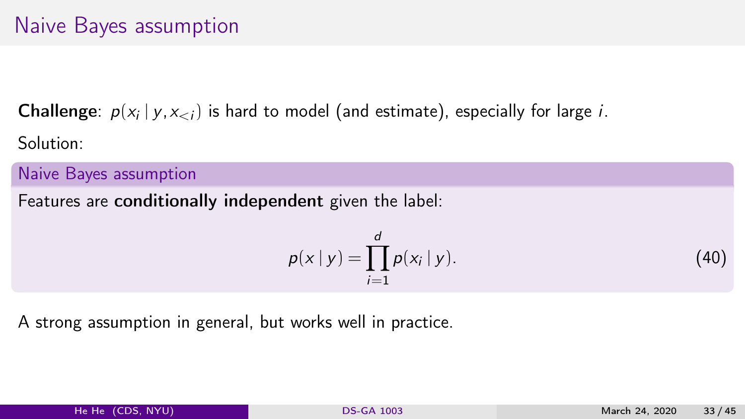# Naive Bayes assumption

**Challenge**: $p(x_i \mid y, x_{<i})$ is hard to model (and estimate), especially for large $i$.

Solution:

**Naive Bayes assumption**

Features are **conditionally independent** given the label:

$$p(x \mid y) = \prod_{i=1}^{d} p(x_i \mid y). \tag{40}$$

A strong assumption in general, but works well in practice.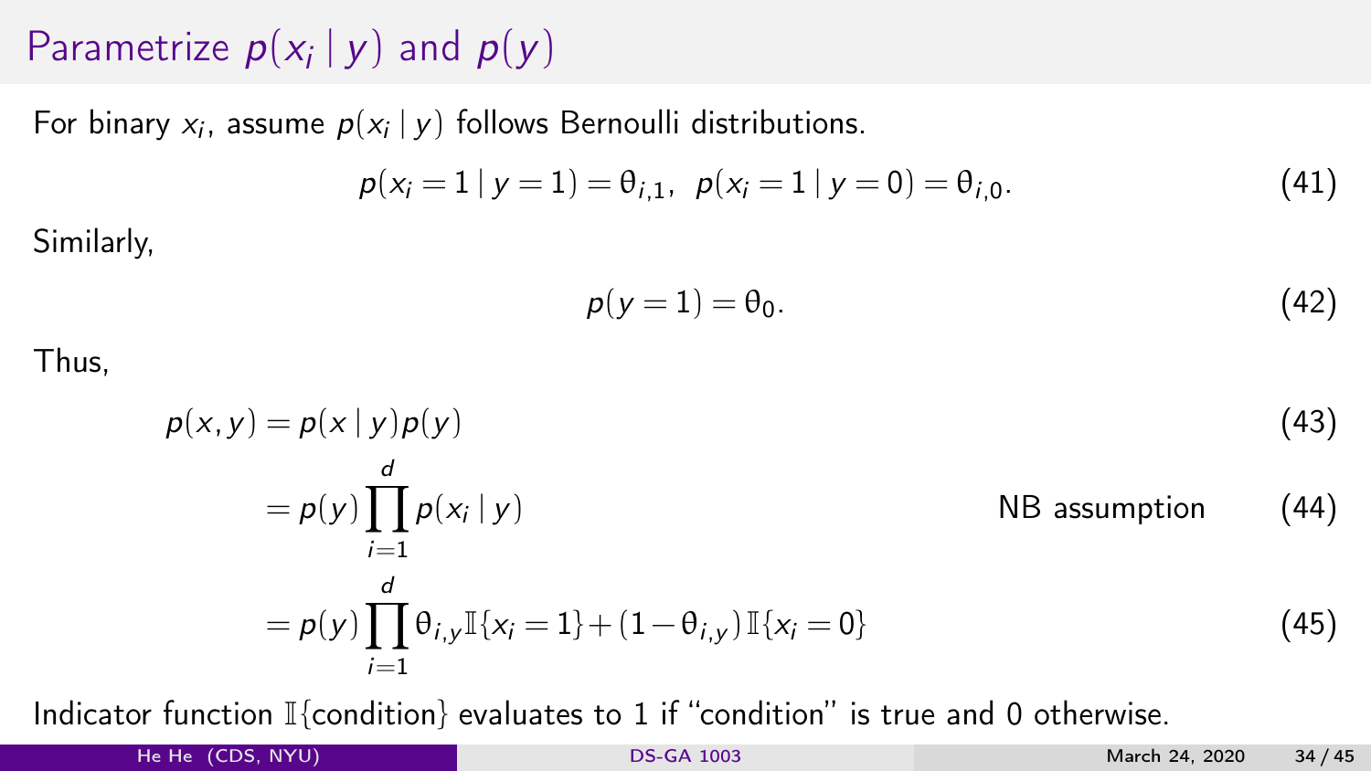# Parametrize $p(x_i \mid y)$ and $p(y)$

For binary $x_i$, assume $p(x_i \mid y)$ follows Bernoulli distributions.

$$p(x_i = 1 \mid y = 1) = \theta_{i,1}, \;\; p(x_i = 1 \mid y = 0) = \theta_{i,0}. \tag{41}$$

Similarly,

$$p(y = 1) = \theta_0. \tag{42}$$

Thus,

$$
\begin{aligned}
p(x, y) &= p(x \mid y)p(y) && (43)\\
&= p(y)\prod_{i=1}^{d} p(x_i \mid y) && \text{NB assumption} \quad (44)\\
&= p(y)\prod_{i=1}^{d} \theta_{i,y}\mathbb{I}\{x_i = 1\} + (1-\theta_{i,y})\,\mathbb{I}\{x_i = 0\} && (45)
\end{aligned}
$$

Indicator function $\mathbb{I}\{\text{condition}\}$ evaluates to 1 if "condition" is true and 0 otherwise.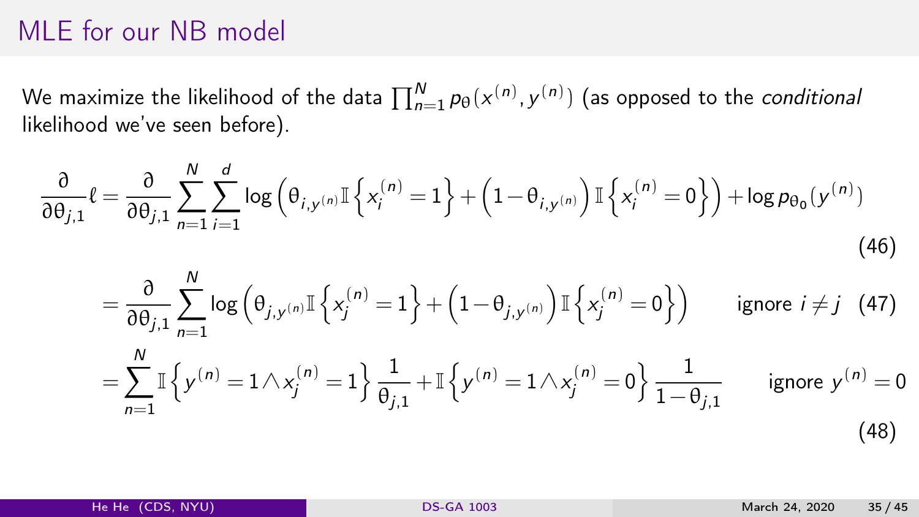# MLE for our NB model

We maximize the likelihood of the data $\prod_{n=1}^{N} p_\theta(x^{(n)}, y^{(n)})$ (as opposed to the *conditional* likelihood we've seen before).

$$
\frac{\partial}{\partial \theta_{j,1}} \ell = \frac{\partial}{\partial \theta_{j,1}} \sum_{n=1}^{N} \sum_{i=1}^{d} \log \left( \theta_{i,y^{(n)}} \mathbb{I}\left\{ x_i^{(n)} = 1 \right\} + \left(1 - \theta_{i,y^{(n)}}\right) \mathbb{I}\left\{ x_i^{(n)} = 0 \right\} \right) + \log p_{\theta_0}(y^{(n)}) \tag{46}
$$

$$
= \frac{\partial}{\partial \theta_{j,1}} \sum_{n=1}^{N} \log \left( \theta_{j,y^{(n)}} \mathbb{I}\left\{ x_j^{(n)} = 1 \right\} + \left(1 - \theta_{j,y^{(n)}}\right) \mathbb{I}\left\{ x_j^{(n)} = 0 \right\} \right) \qquad \text{ignore } i \neq j \tag{47}
$$

$$
= \sum_{n=1}^{N} \mathbb{I}\left\{ y^{(n)} = 1 \wedge x_j^{(n)} = 1 \right\} \frac{1}{\theta_{j,1}} + \mathbb{I}\left\{ y^{(n)} = 1 \wedge x_j^{(n)} = 0 \right\} \frac{1}{1 - \theta_{j,1}} \qquad \text{ignore } y^{(n)} = 0 \tag{48}
$$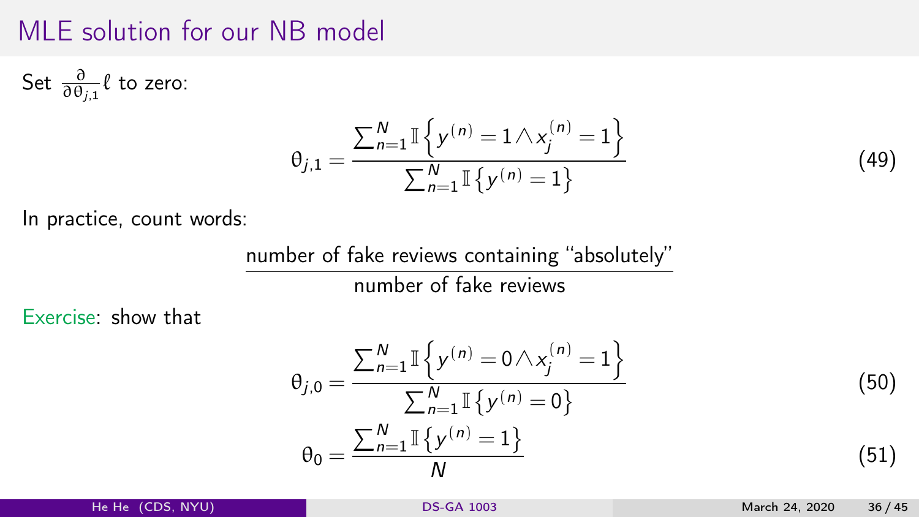# MLE solution for our NB model

Set $\frac{\partial}{\partial \theta_{j,1}} \ell$ to zero:

$$\theta_{j,1} = \frac{\sum_{n=1}^{N} \mathbb{I}\left\{y^{(n)} = 1 \wedge x_j^{(n)} = 1\right\}}{\sum_{n=1}^{N} \mathbb{I}\left\{y^{(n)} = 1\right\}} \tag{49}$$

In practice, count words:

$$\frac{\text{number of fake reviews containing "absolutely"}}{\text{number of fake reviews}}$$

Exercise: show that

$$\theta_{j,0} = \frac{\sum_{n=1}^{N} \mathbb{I}\left\{y^{(n)} = 0 \wedge x_j^{(n)} = 1\right\}}{\sum_{n=1}^{N} \mathbb{I}\left\{y^{(n)} = 0\right\}} \tag{50}$$

$$\theta_0 = \frac{\sum_{n=1}^{N} \mathbb{I}\left\{y^{(n)} = 1\right\}}{N} \tag{51}$$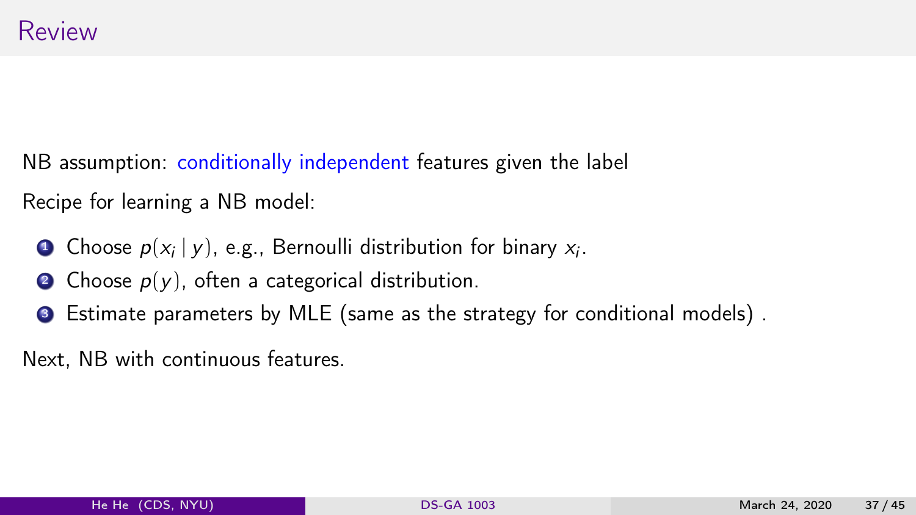# Review

NB assumption: conditionally independent features given the label

Recipe for learning a NB model:

1. Choose $p(x_i \mid y)$, e.g., Bernoulli distribution for binary $x_i$.
2. Choose $p(y)$, often a categorical distribution.
3. Estimate parameters by MLE (same as the strategy for conditional models) .

Next, NB with continuous features.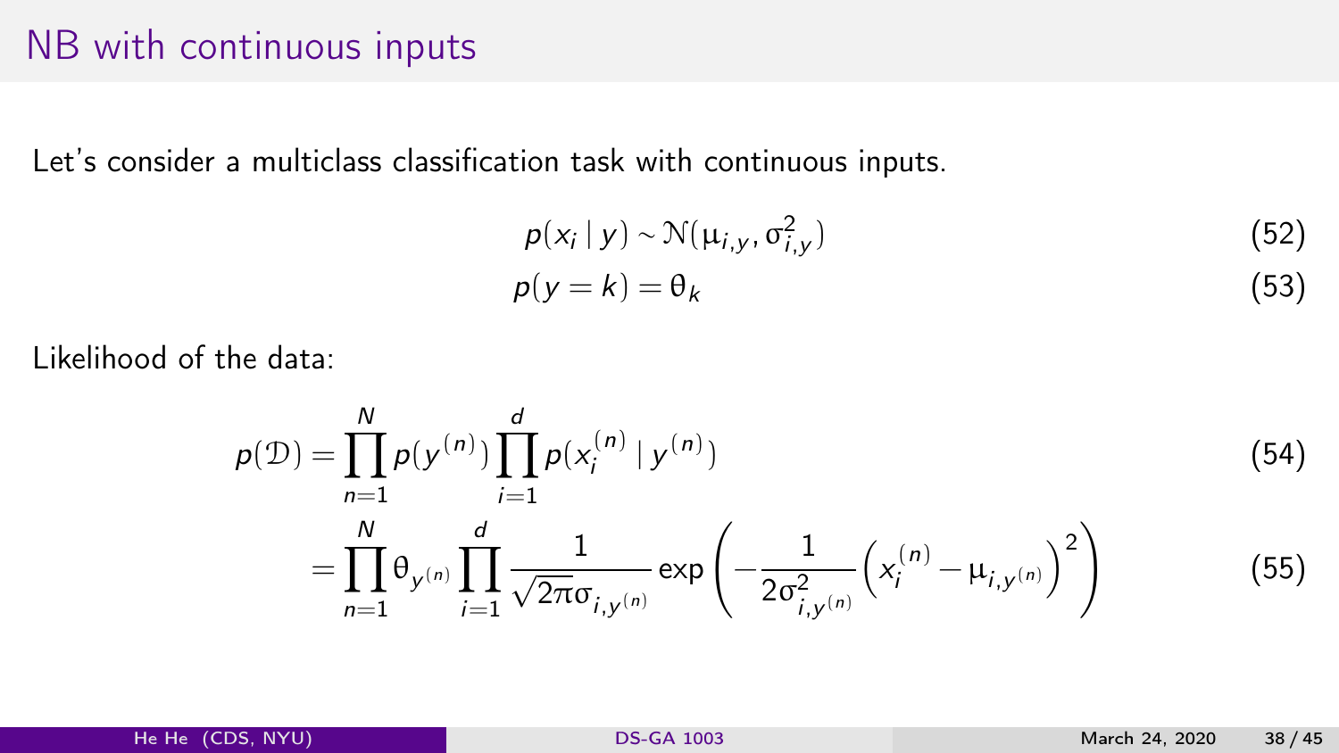# NB with continuous inputs

Let's consider a multiclass classification task with continuous inputs.

$$p(x_i \mid y) \sim \mathcal{N}(\mu_{i,y}, \sigma^2_{i,y}) \tag{52}$$

$$p(y = k) = \theta_k \tag{53}$$

Likelihood of the data:

$$p(\mathcal{D}) = \prod_{n=1}^{N} p(y^{(n)}) \prod_{i=1}^{d} p(x_i^{(n)} \mid y^{(n)}) \tag{54}$$

$$= \prod_{n=1}^{N} \theta_{y^{(n)}} \prod_{i=1}^{d} \frac{1}{\sqrt{2\pi}\sigma_{i,y^{(n)}}} \exp\left( -\frac{1}{2\sigma^2_{i,y^{(n)}}} \left( x_i^{(n)} - \mu_{i,y^{(n)}} \right)^2 \right) \tag{55}$$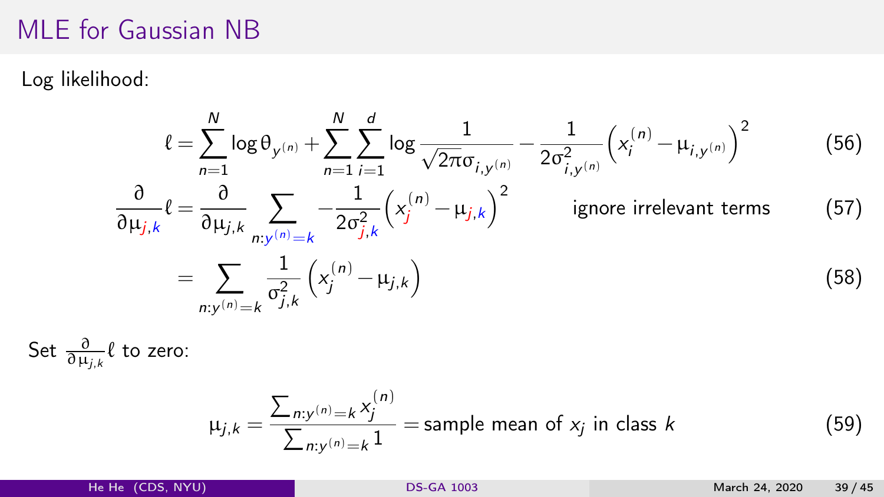# MLE for Gaussian NB

Log likelihood:

$$\ell = \sum_{n=1}^{N} \log \theta_{y^{(n)}} + \sum_{n=1}^{N} \sum_{i=1}^{d} \log \frac{1}{\sqrt{2\pi}\sigma_{i,y^{(n)}}} - \frac{1}{2\sigma_{i,y^{(n)}}^2} \left( x_i^{(n)} - \mu_{i,y^{(n)}} \right)^2 \tag{56}$$

$$\frac{\partial}{\partial \mu_{j,k}} \ell = \frac{\partial}{\partial \mu_{j,k}} \sum_{n:y^{(n)}=k} -\frac{1}{2\sigma_{j,k}^2} \left( x_j^{(n)} - \mu_{j,k} \right)^2 \qquad \text{ignore irrelevant terms} \tag{57}$$

$$= \sum_{n:y^{(n)}=k} \frac{1}{\sigma_{j,k}^2} \left( x_j^{(n)} - \mu_{j,k} \right) \tag{58}$$

Set $\frac{\partial}{\partial \mu_{j,k}} \ell$ to zero:

$$\mu_{j,k} = \frac{\sum_{n:y^{(n)}=k} x_j^{(n)}}{\sum_{n:y^{(n)}=k} 1} = \text{sample mean of } x_j \text{ in class } k \tag{59}$$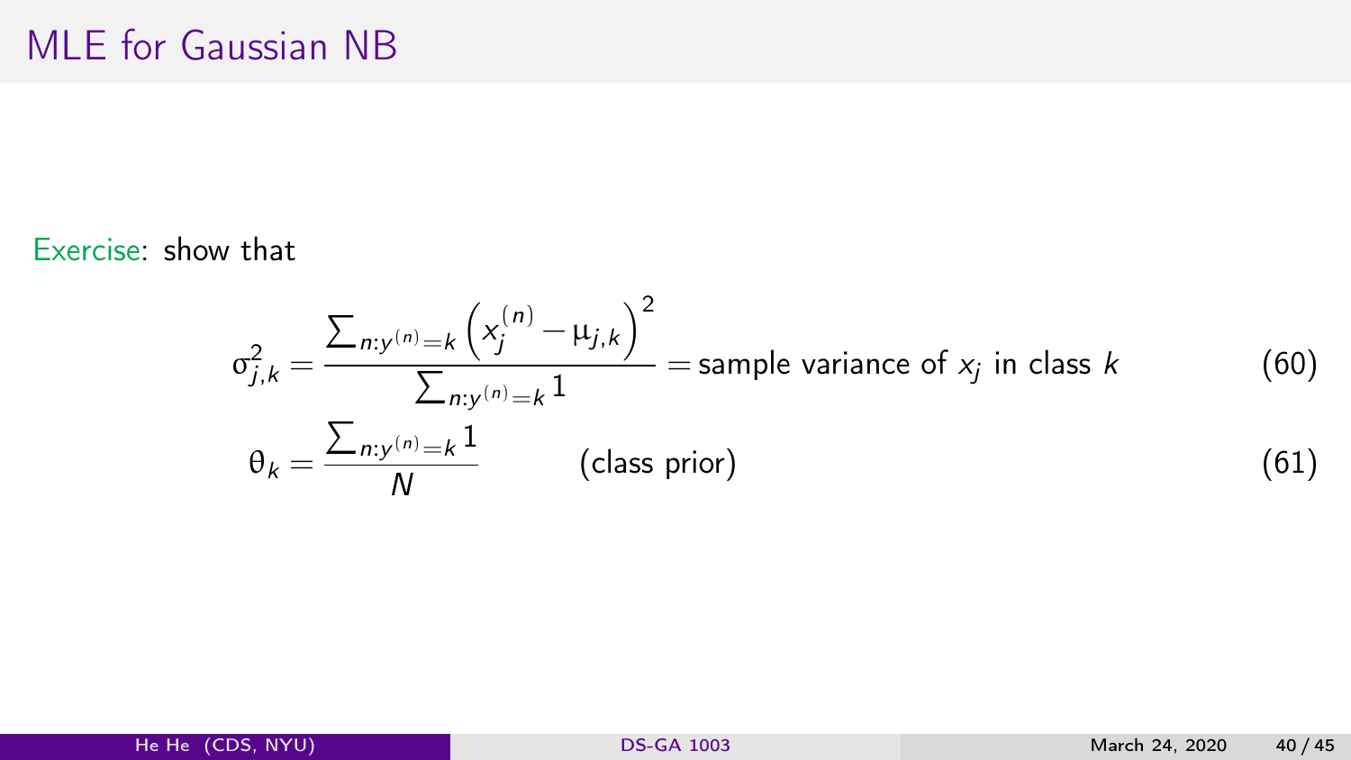# MLE for Gaussian NB

Exercise: show that

$$\sigma_{j,k}^2 = \frac{\sum_{n:y^{(n)}=k}\left(x_j^{(n)} - \mu_{j,k}\right)^2}{\sum_{n:y^{(n)}=k} 1} = \text{sample variance of } x_j \text{ in class } k \tag{60}$$

$$\theta_k = \frac{\sum_{n:y^{(n)}=k} 1}{N} \qquad \text{(class prior)} \tag{61}$$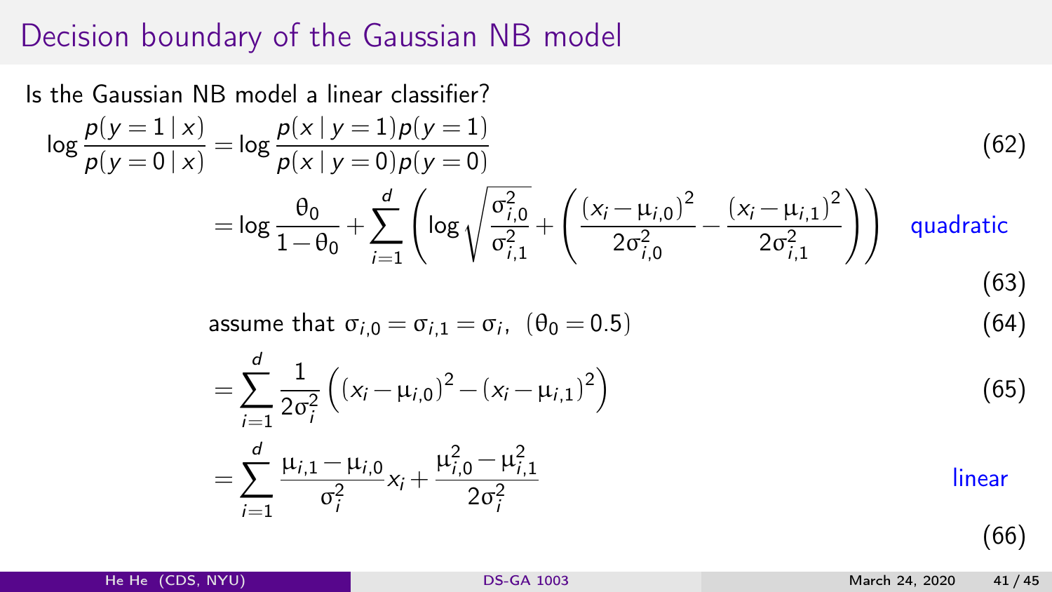# Decision boundary of the Gaussian NB model

Is the Gaussian NB model a linear classifier?

$$\log \frac{p(y=1 \mid x)}{p(y=0 \mid x)} = \log \frac{p(x \mid y=1)p(y=1)}{p(x \mid y=0)p(y=0)} \tag{62}$$

$$= \log \frac{\theta_0}{1-\theta_0} + \sum_{i=1}^{d} \left( \log \sqrt{\frac{\sigma_{i,0}^2}{\sigma_{i,1}^2}} + \left( \frac{(x_i - \mu_{i,0})^2}{2\sigma_{i,0}^2} - \frac{(x_i - \mu_{i,1})^2}{2\sigma_{i,1}^2} \right) \right) \quad \text{quadratic} \tag{63}$$

$$\text{assume that } \sigma_{i,0} = \sigma_{i,1} = \sigma_i, \ \ (\theta_0 = 0.5) \tag{64}$$

$$= \sum_{i=1}^{d} \frac{1}{2\sigma_i^2} \left( (x_i - \mu_{i,0})^2 - (x_i - \mu_{i,1})^2 \right) \tag{65}$$

$$= \sum_{i=1}^{d} \frac{\mu_{i,1} - \mu_{i,0}}{\sigma_i^2} x_i + \frac{\mu_{i,0}^2 - \mu_{i,1}^2}{2\sigma_i^2} \quad \text{linear} \tag{66}$$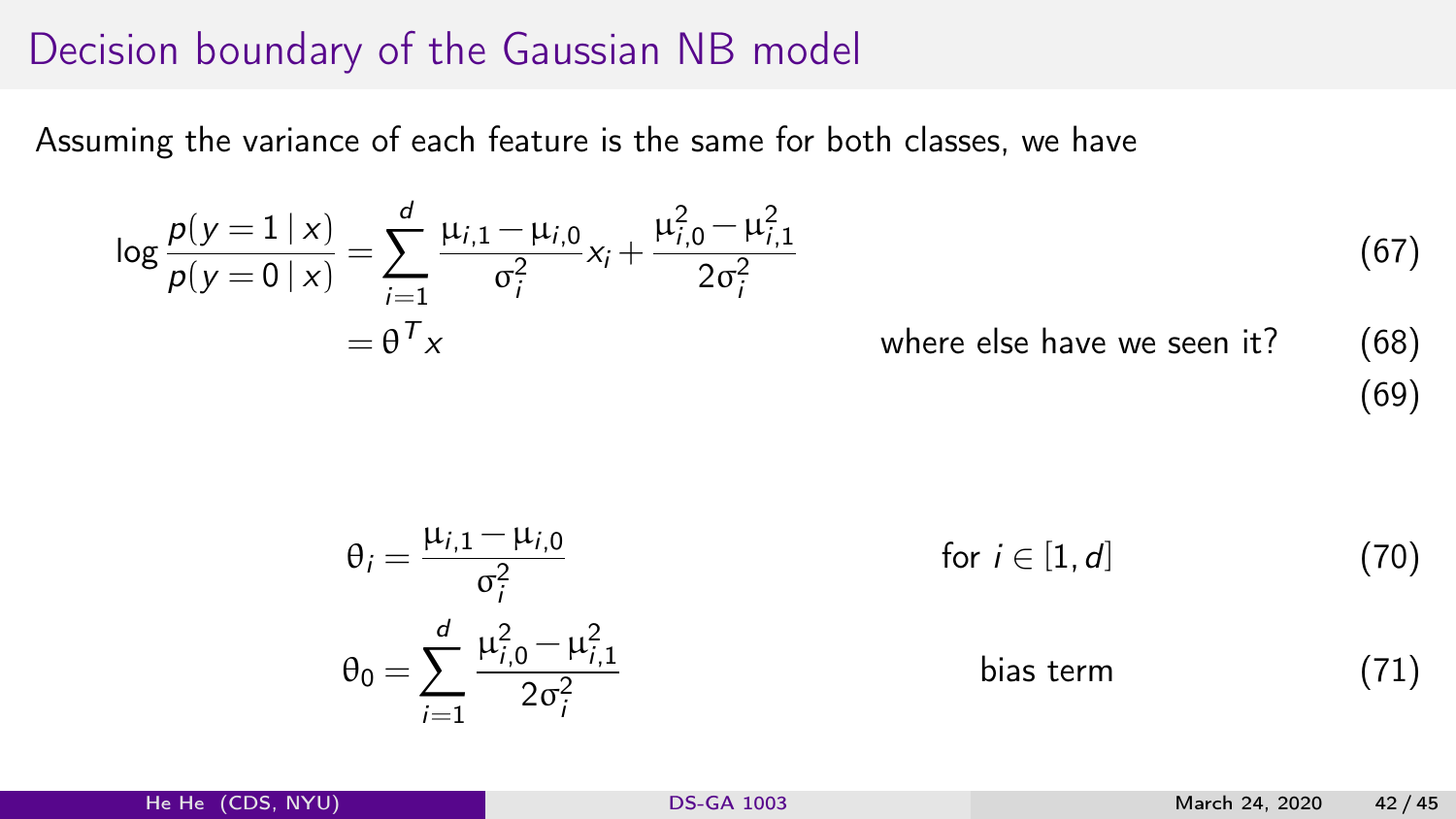# Decision boundary of the Gaussian NB model

Assuming the variance of each feature is the same for both classes, we have

$$
\begin{aligned}
\log \frac{p(y=1 \mid x)}{p(y=0 \mid x)} &= \sum_{i=1}^{d} \frac{\mu_{i,1} - \mu_{i,0}}{\sigma_i^2} x_i + \frac{\mu_{i,0}^2 - \mu_{i,1}^2}{2\sigma_i^2} && (67) \\
&= \theta^T x \qquad \text{where else have we seen it?} && (68) \\
& && (69)
\end{aligned}
$$

$$
\begin{aligned}
\theta_i &= \frac{\mu_{i,1} - \mu_{i,0}}{\sigma_i^2} \qquad \text{for } i \in [1, d] && (70) \\
\theta_0 &= \sum_{i=1}^{d} \frac{\mu_{i,0}^2 - \mu_{i,1}^2}{2\sigma_i^2} \qquad \text{bias term} && (71)
\end{aligned}
$$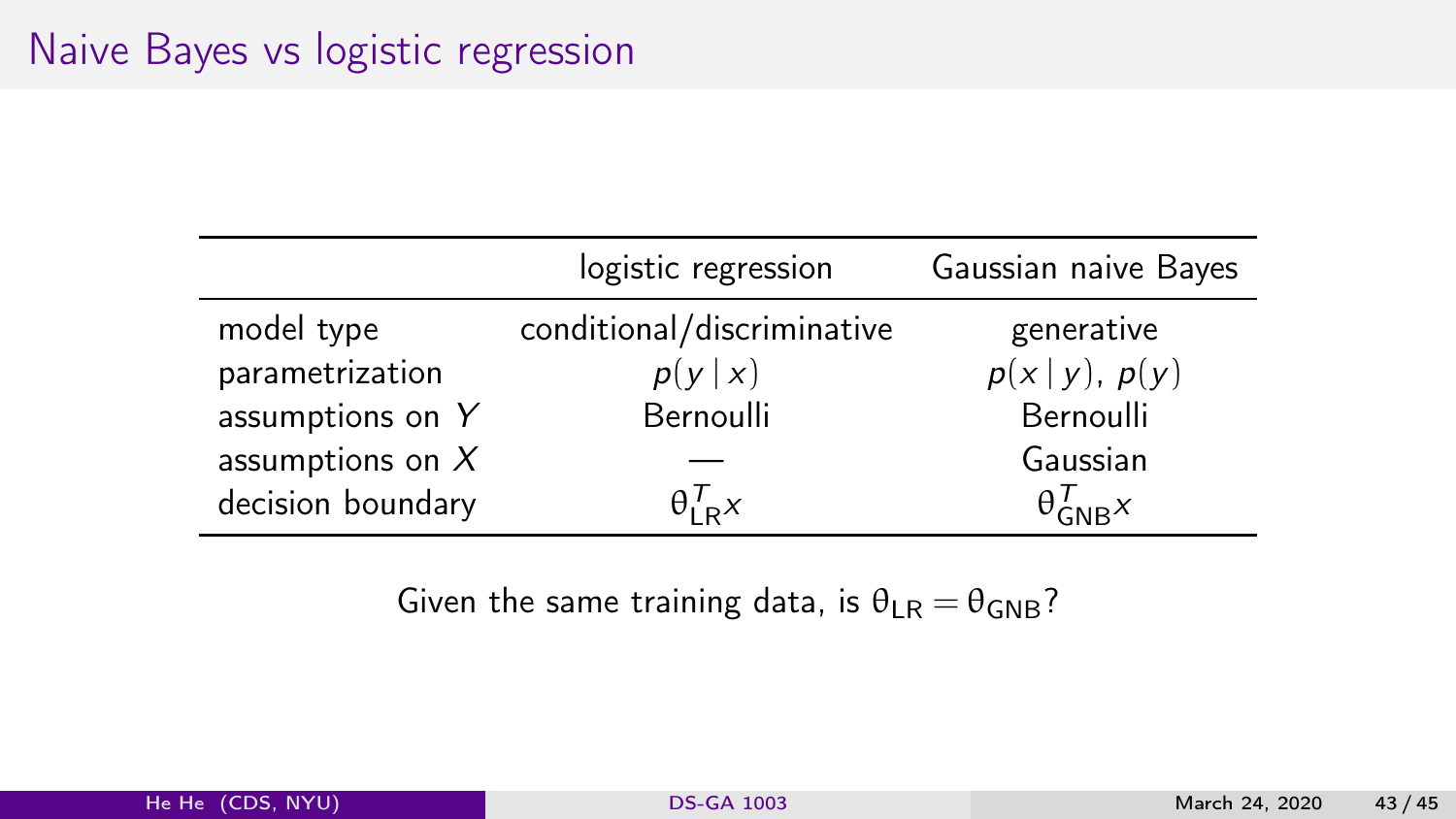# Naive Bayes vs logistic regression

| | logistic regression | Gaussian naive Bayes |
|---|---|---|
| model type | conditional/discriminative | generative |
| parametrization | $p(y \mid x)$ | $p(x \mid y)$, $p(y)$ |
| assumptions on $Y$ | Bernoulli | Bernoulli |
| assumptions on $X$ | — | Gaussian |
| decision boundary | $\theta_{\text{LR}}^T x$ | $\theta_{\text{GNB}}^T x$ |

Given the same training data, is $\theta_{\text{LR}} = \theta_{\text{GNB}}$?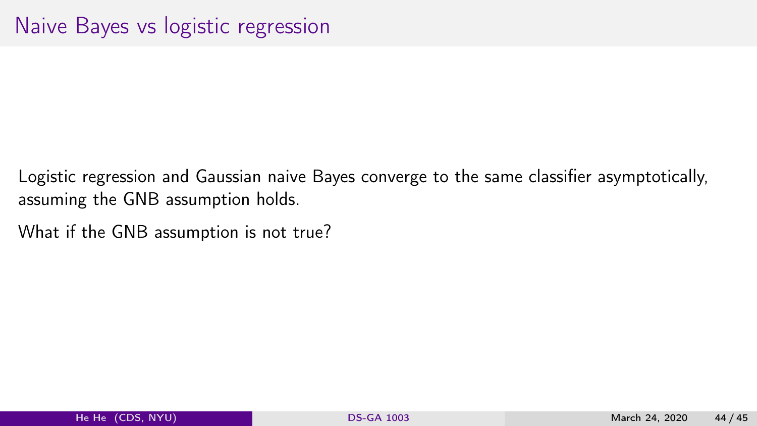# Naive Bayes vs logistic regression

Logistic regression and Gaussian naive Bayes converge to the same classifier asymptotically, assuming the GNB assumption holds.

What if the GNB assumption is not true?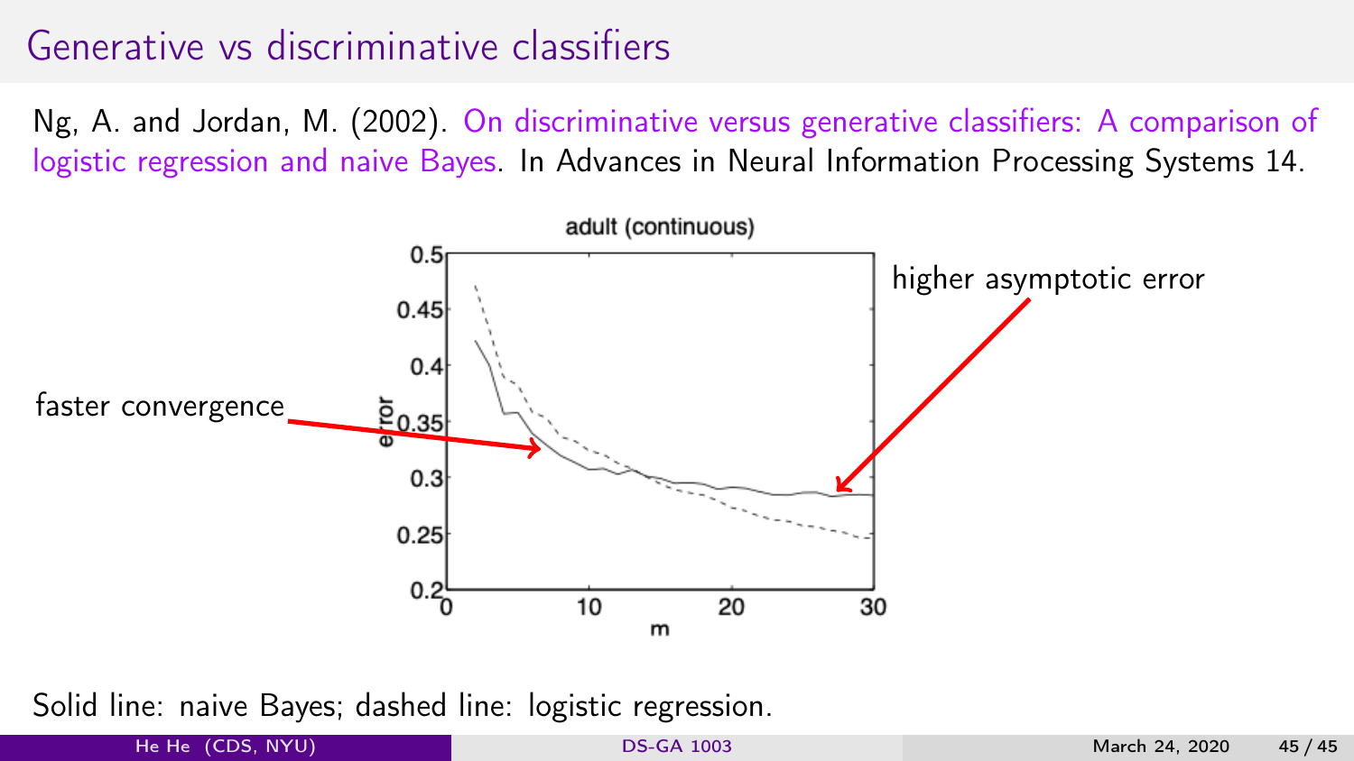# Generative vs discriminative classifiers

Ng, A. and Jordan, M. (2002). On discriminative versus generative classifiers: A comparison of logistic regression and naive Bayes. In Advances in Neural Information Processing Systems 14.

adult (continuous)

0.5
0.45
0.4
0.35
0.3
0.25
0.2

error

0
10
20
30

m

faster convergence

higher asymptotic error

Solid line: naive Bayes; dashed line: logistic regression.